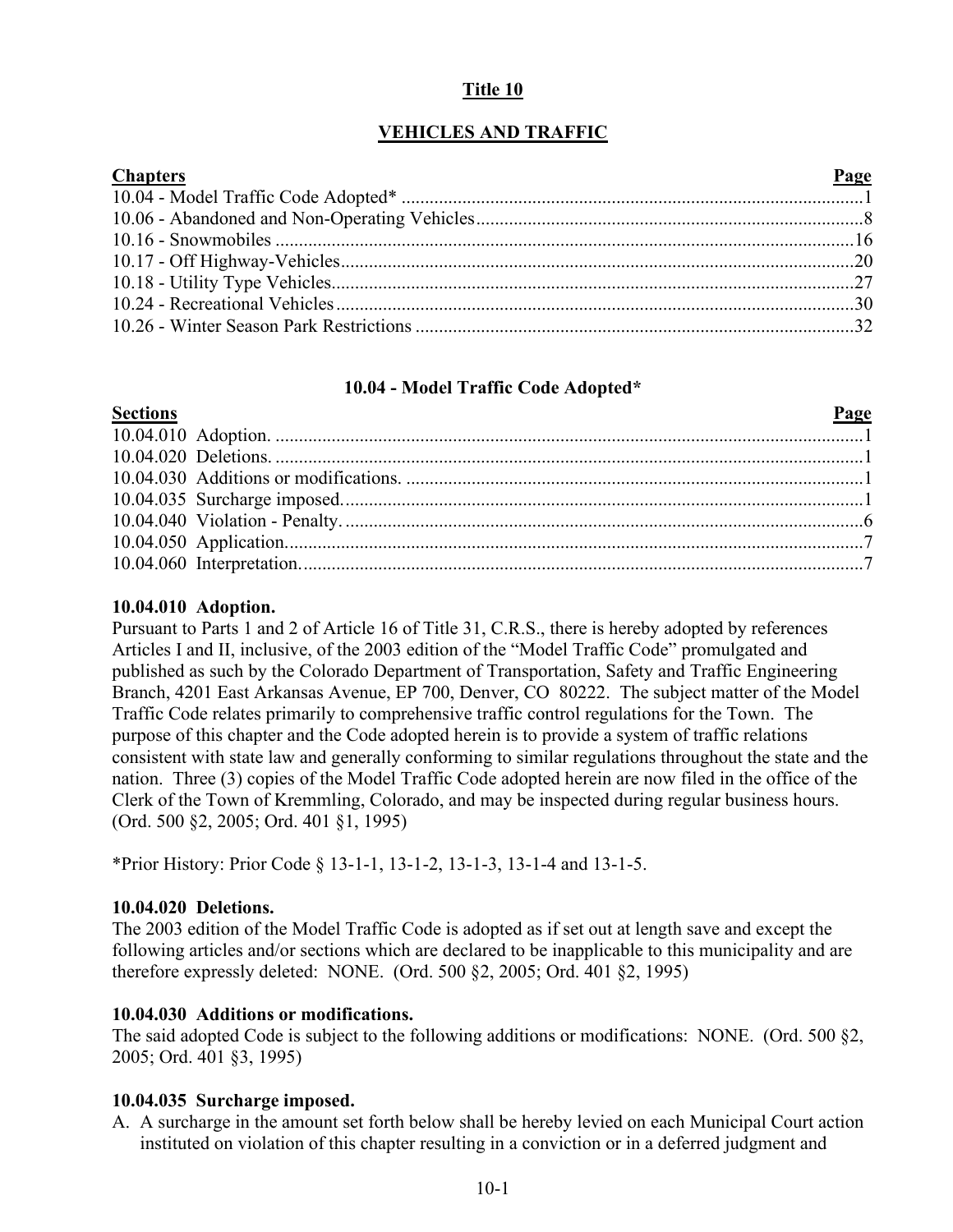# Title 10

## VEHICLES AND TRAFFIC

| Chapters | Page |
|---|---|
| 10.04 - Model Traffic Code Adopted* | 1 |
| 10.06 - Abandoned and Non-Operating Vehicles | 8 |
| 10.16 - Snowmobiles | 16 |
| 10.17 - Off Highway-Vehicles | 20 |
| 10.18 - Utility Type Vehicles | 27 |
| 10.24 - Recreational Vehicles | 30 |
| 10.26 - Winter Season Park Restrictions | 32 |

### 10.04 - Model Traffic Code Adopted*

| Sections | Page |
|---|---|
| 10.04.010 Adoption. | 1 |
| 10.04.020 Deletions. | 1 |
| 10.04.030 Additions or modifications. | 1 |
| 10.04.035 Surcharge imposed. | 1 |
| 10.04.040 Violation - Penalty. | 6 |
| 10.04.050 Application. | 7 |
| 10.04.060 Interpretation. | 7 |

**10.04.010 Adoption.**
Pursuant to Parts 1 and 2 of Article 16 of Title 31, C.R.S., there is hereby adopted by references Articles I and II, inclusive, of the 2003 edition of the "Model Traffic Code" promulgated and published as such by the Colorado Department of Transportation, Safety and Traffic Engineering Branch, 4201 East Arkansas Avenue, EP 700, Denver, CO 80222. The subject matter of the Model Traffic Code relates primarily to comprehensive traffic control regulations for the Town. The purpose of this chapter and the Code adopted herein is to provide a system of traffic relations consistent with state law and generally conforming to similar regulations throughout the state and the nation. Three (3) copies of the Model Traffic Code adopted herein are now filed in the office of the Clerk of the Town of Kremmling, Colorado, and may be inspected during regular business hours. (Ord. 500 §2, 2005; Ord. 401 §1, 1995)

*Prior History: Prior Code § 13-1-1, 13-1-2, 13-1-3, 13-1-4 and 13-1-5.

**10.04.020 Deletions.**
The 2003 edition of the Model Traffic Code is adopted as if set out at length save and except the following articles and/or sections which are declared to be inapplicable to this municipality and are therefore expressly deleted: NONE. (Ord. 500 §2, 2005; Ord. 401 §2, 1995)

**10.04.030 Additions or modifications.**
The said adopted Code is subject to the following additions or modifications: NONE. (Ord. 500 §2, 2005; Ord. 401 §3, 1995)

**10.04.035 Surcharge imposed.**

A. A surcharge in the amount set forth below shall be hereby levied on each Municipal Court action instituted on violation of this chapter resulting in a conviction or in a deferred judgment and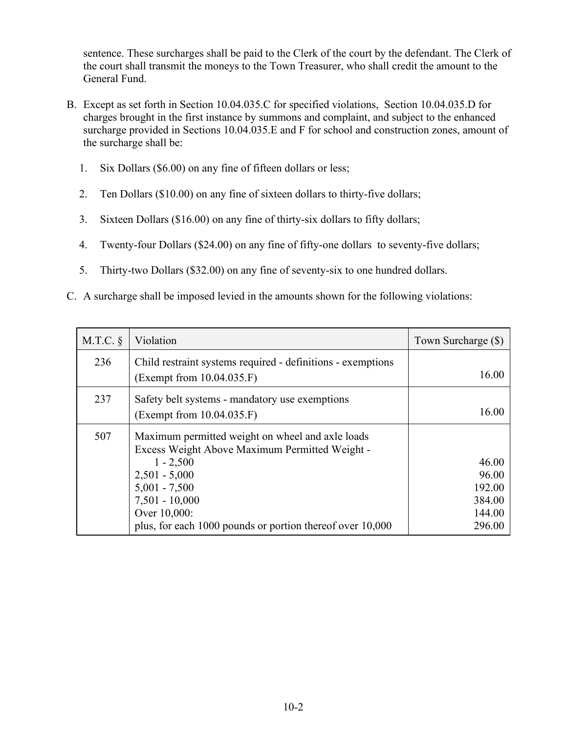sentence. These surcharges shall be paid to the Clerk of the court by the defendant. The Clerk of the court shall transmit the moneys to the Town Treasurer, who shall credit the amount to the General Fund.

B. Except as set forth in Section 10.04.035.C for specified violations, Section 10.04.035.D for charges brought in the first instance by summons and complaint, and subject to the enhanced surcharge provided in Sections 10.04.035.E and F for school and construction zones, amount of the surcharge shall be:

   1. Six Dollars ($6.00) on any fine of fifteen dollars or less;

   2. Ten Dollars ($10.00) on any fine of sixteen dollars to thirty-five dollars;

   3. Sixteen Dollars ($16.00) on any fine of thirty-six dollars to fifty dollars;

   4. Twenty-four Dollars ($24.00) on any fine of fifty-one dollars to seventy-five dollars;

   5. Thirty-two Dollars ($32.00) on any fine of seventy-six to one hundred dollars.

C. A surcharge shall be imposed levied in the amounts shown for the following violations:

| M.T.C. § | Violation | Town Surcharge ($) |
|---|---|---|
| 236 | Child restraint systems required - definitions - exemptions (Exempt from 10.04.035.F) | 16.00 |
| 237 | Safety belt systems - mandatory use exemptions (Exempt from 10.04.035.F) | 16.00 |
| 507 | Maximum permitted weight on wheel and axle loads<br>Excess Weight Above Maximum Permitted Weight -<br>1 - 2,500<br>2,501 - 5,000<br>5,001 - 7,500<br>7,501 - 10,000<br>Over 10,000:<br>plus, for each 1000 pounds or portion thereof over 10,000 | <br><br>46.00<br>96.00<br>192.00<br>384.00<br>144.00<br>296.00 |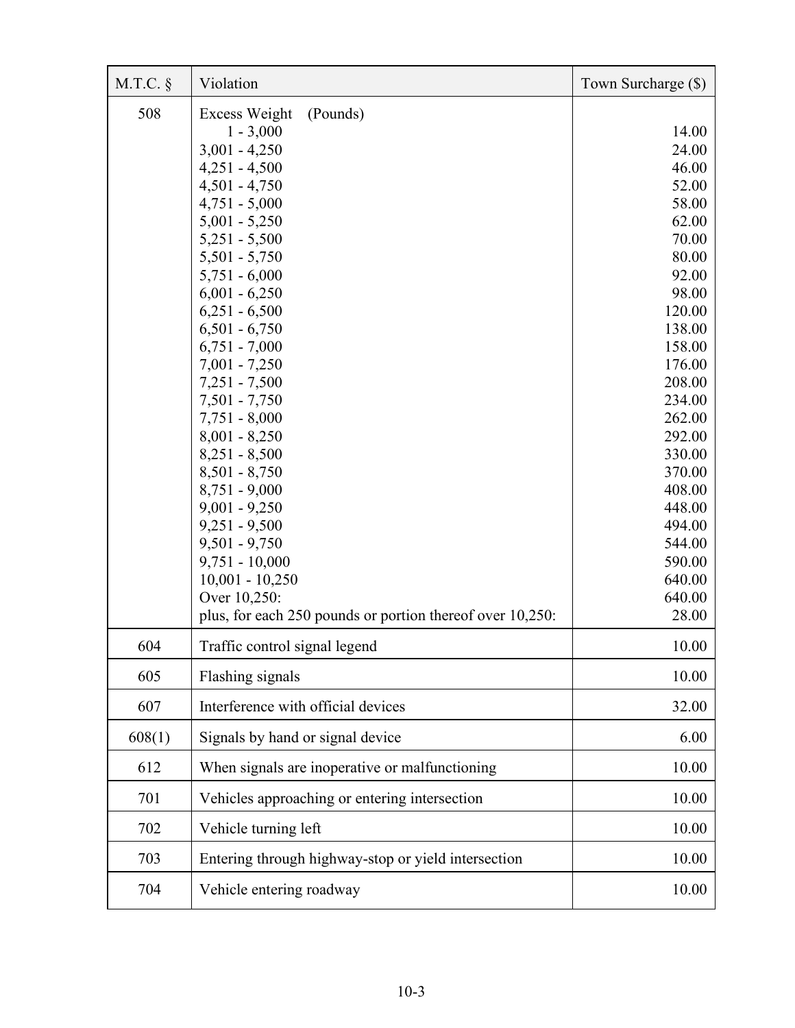| M.T.C. § | Violation | Town Surcharge ($) |
|---|---|---|
| 508 | Excess Weight (Pounds) | |
| | 1 - 3,000 | 14.00 |
| | 3,001 - 4,250 | 24.00 |
| | 4,251 - 4,500 | 46.00 |
| | 4,501 - 4,750 | 52.00 |
| | 4,751 - 5,000 | 58.00 |
| | 5,001 - 5,250 | 62.00 |
| | 5,251 - 5,500 | 70.00 |
| | 5,501 - 5,750 | 80.00 |
| | 5,751 - 6,000 | 92.00 |
| | 6,001 - 6,250 | 98.00 |
| | 6,251 - 6,500 | 120.00 |
| | 6,501 - 6,750 | 138.00 |
| | 6,751 - 7,000 | 158.00 |
| | 7,001 - 7,250 | 176.00 |
| | 7,251 - 7,500 | 208.00 |
| | 7,501 - 7,750 | 234.00 |
| | 7,751 - 8,000 | 262.00 |
| | 8,001 - 8,250 | 292.00 |
| | 8,251 - 8,500 | 330.00 |
| | 8,501 - 8,750 | 370.00 |
| | 8,751 - 9,000 | 408.00 |
| | 9,001 - 9,250 | 448.00 |
| | 9,251 - 9,500 | 494.00 |
| | 9,501 - 9,750 | 544.00 |
| | 9,751 - 10,000 | 590.00 |
| | 10,001 - 10,250 | 640.00 |
| | Over 10,250: | 640.00 |
| | plus, for each 250 pounds or portion thereof over 10,250: | 28.00 |
| 604 | Traffic control signal legend | 10.00 |
| 605 | Flashing signals | 10.00 |
| 607 | Interference with official devices | 32.00 |
| 608(1) | Signals by hand or signal device | 6.00 |
| 612 | When signals are inoperative or malfunctioning | 10.00 |
| 701 | Vehicles approaching or entering intersection | 10.00 |
| 702 | Vehicle turning left | 10.00 |
| 703 | Entering through highway-stop or yield intersection | 10.00 |
| 704 | Vehicle entering roadway | 10.00 |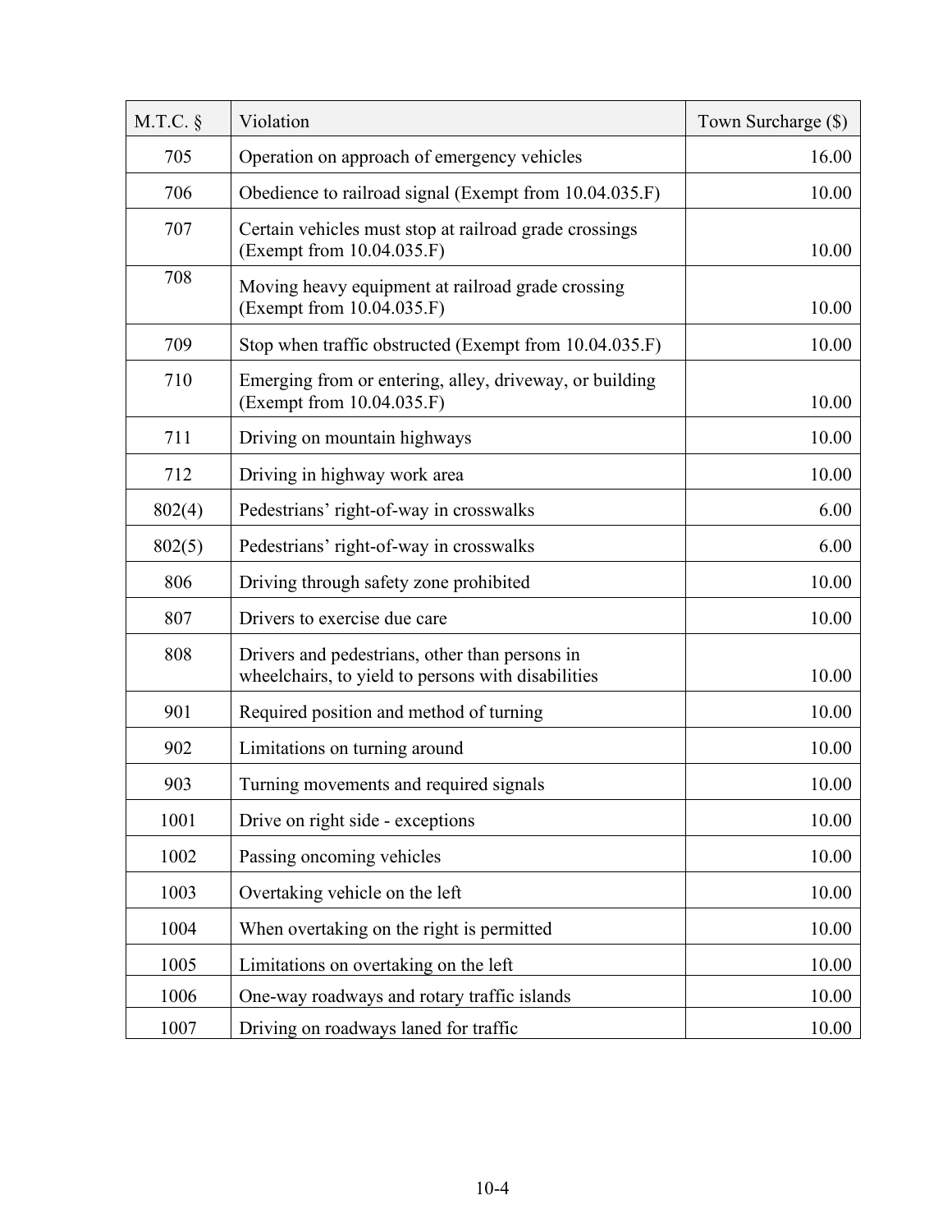| M.T.C. § | Violation | Town Surcharge ($) |
|---|---|---|
| 705 | Operation on approach of emergency vehicles | 16.00 |
| 706 | Obedience to railroad signal (Exempt from 10.04.035.F) | 10.00 |
| 707 | Certain vehicles must stop at railroad grade crossings (Exempt from 10.04.035.F) | 10.00 |
| 708 | Moving heavy equipment at railroad grade crossing (Exempt from 10.04.035.F) | 10.00 |
| 709 | Stop when traffic obstructed (Exempt from 10.04.035.F) | 10.00 |
| 710 | Emerging from or entering, alley, driveway, or building (Exempt from 10.04.035.F) | 10.00 |
| 711 | Driving on mountain highways | 10.00 |
| 712 | Driving in highway work area | 10.00 |
| 802(4) | Pedestrians' right-of-way in crosswalks | 6.00 |
| 802(5) | Pedestrians' right-of-way in crosswalks | 6.00 |
| 806 | Driving through safety zone prohibited | 10.00 |
| 807 | Drivers to exercise due care | 10.00 |
| 808 | Drivers and pedestrians, other than persons in wheelchairs, to yield to persons with disabilities | 10.00 |
| 901 | Required position and method of turning | 10.00 |
| 902 | Limitations on turning around | 10.00 |
| 903 | Turning movements and required signals | 10.00 |
| 1001 | Drive on right side - exceptions | 10.00 |
| 1002 | Passing oncoming vehicles | 10.00 |
| 1003 | Overtaking vehicle on the left | 10.00 |
| 1004 | When overtaking on the right is permitted | 10.00 |
| 1005 | Limitations on overtaking on the left | 10.00 |
| 1006 | One-way roadways and rotary traffic islands | 10.00 |
| 1007 | Driving on roadways laned for traffic | 10.00 |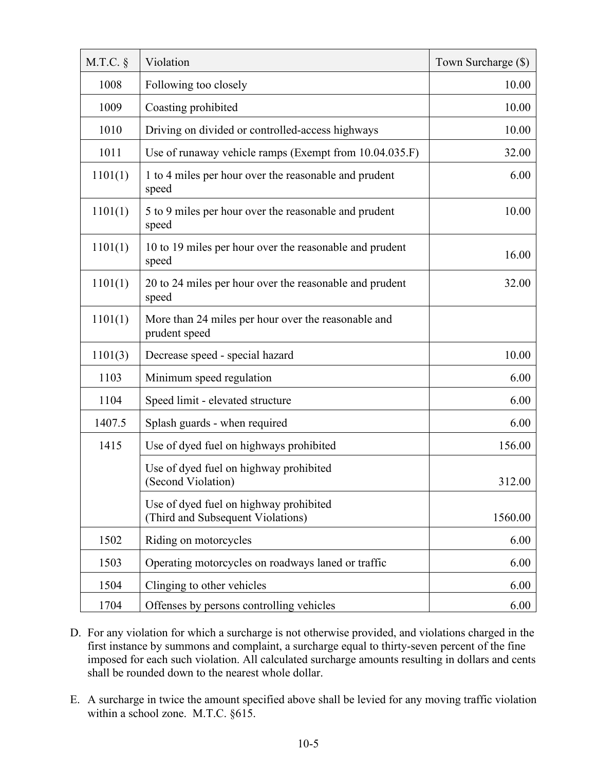| M.T.C. § | Violation | Town Surcharge ($) |
|---|---|---|
| 1008 | Following too closely | 10.00 |
| 1009 | Coasting prohibited | 10.00 |
| 1010 | Driving on divided or controlled-access highways | 10.00 |
| 1011 | Use of runaway vehicle ramps (Exempt from 10.04.035.F) | 32.00 |
| 1101(1) | 1 to 4 miles per hour over the reasonable and prudent speed | 6.00 |
| 1101(1) | 5 to 9 miles per hour over the reasonable and prudent speed | 10.00 |
| 1101(1) | 10 to 19 miles per hour over the reasonable and prudent speed | 16.00 |
| 1101(1) | 20 to 24 miles per hour over the reasonable and prudent speed | 32.00 |
| 1101(1) | More than 24 miles per hour over the reasonable and prudent speed | |
| 1101(3) | Decrease speed - special hazard | 10.00 |
| 1103 | Minimum speed regulation | 6.00 |
| 1104 | Speed limit - elevated structure | 6.00 |
| 1407.5 | Splash guards - when required | 6.00 |
| 1415 | Use of dyed fuel on highways prohibited | 156.00 |
| | Use of dyed fuel on highway prohibited (Second Violation) | 312.00 |
| | Use of dyed fuel on highway prohibited (Third and Subsequent Violations) | 1560.00 |
| 1502 | Riding on motorcycles | 6.00 |
| 1503 | Operating motorcycles on roadways laned or traffic | 6.00 |
| 1504 | Clinging to other vehicles | 6.00 |
| 1704 | Offenses by persons controlling vehicles | 6.00 |

D. For any violation for which a surcharge is not otherwise provided, and violations charged in the first instance by summons and complaint, a surcharge equal to thirty-seven percent of the fine imposed for each such violation. All calculated surcharge amounts resulting in dollars and cents shall be rounded down to the nearest whole dollar.

E. A surcharge in twice the amount specified above shall be levied for any moving traffic violation within a school zone. M.T.C. §615.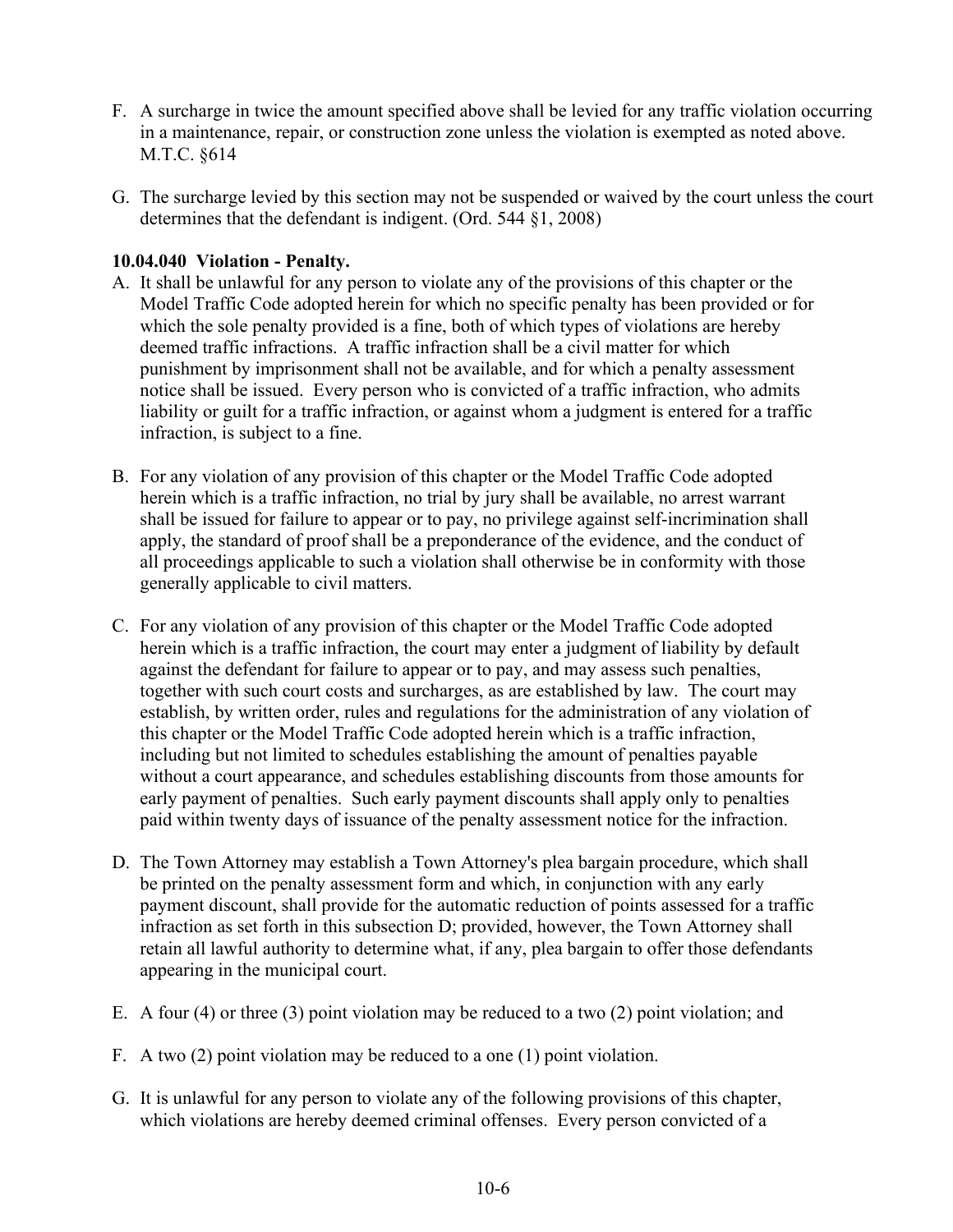F. A surcharge in twice the amount specified above shall be levied for any traffic violation occurring in a maintenance, repair, or construction zone unless the violation is exempted as noted above. M.T.C. §614

G. The surcharge levied by this section may not be suspended or waived by the court unless the court determines that the defendant is indigent. (Ord. 544 §1, 2008)

**10.04.040 Violation - Penalty.**

A. It shall be unlawful for any person to violate any of the provisions of this chapter or the Model Traffic Code adopted herein for which no specific penalty has been provided or for which the sole penalty provided is a fine, both of which types of violations are hereby deemed traffic infractions. A traffic infraction shall be a civil matter for which punishment by imprisonment shall not be available, and for which a penalty assessment notice shall be issued. Every person who is convicted of a traffic infraction, who admits liability or guilt for a traffic infraction, or against whom a judgment is entered for a traffic infraction, is subject to a fine.

B. For any violation of any provision of this chapter or the Model Traffic Code adopted herein which is a traffic infraction, no trial by jury shall be available, no arrest warrant shall be issued for failure to appear or to pay, no privilege against self-incrimination shall apply, the standard of proof shall be a preponderance of the evidence, and the conduct of all proceedings applicable to such a violation shall otherwise be in conformity with those generally applicable to civil matters.

C. For any violation of any provision of this chapter or the Model Traffic Code adopted herein which is a traffic infraction, the court may enter a judgment of liability by default against the defendant for failure to appear or to pay, and may assess such penalties, together with such court costs and surcharges, as are established by law. The court may establish, by written order, rules and regulations for the administration of any violation of this chapter or the Model Traffic Code adopted herein which is a traffic infraction, including but not limited to schedules establishing the amount of penalties payable without a court appearance, and schedules establishing discounts from those amounts for early payment of penalties. Such early payment discounts shall apply only to penalties paid within twenty days of issuance of the penalty assessment notice for the infraction.

D. The Town Attorney may establish a Town Attorney's plea bargain procedure, which shall be printed on the penalty assessment form and which, in conjunction with any early payment discount, shall provide for the automatic reduction of points assessed for a traffic infraction as set forth in this subsection D; provided, however, the Town Attorney shall retain all lawful authority to determine what, if any, plea bargain to offer those defendants appearing in the municipal court.

E. A four (4) or three (3) point violation may be reduced to a two (2) point violation; and

F. A two (2) point violation may be reduced to a one (1) point violation.

G. It is unlawful for any person to violate any of the following provisions of this chapter, which violations are hereby deemed criminal offenses. Every person convicted of a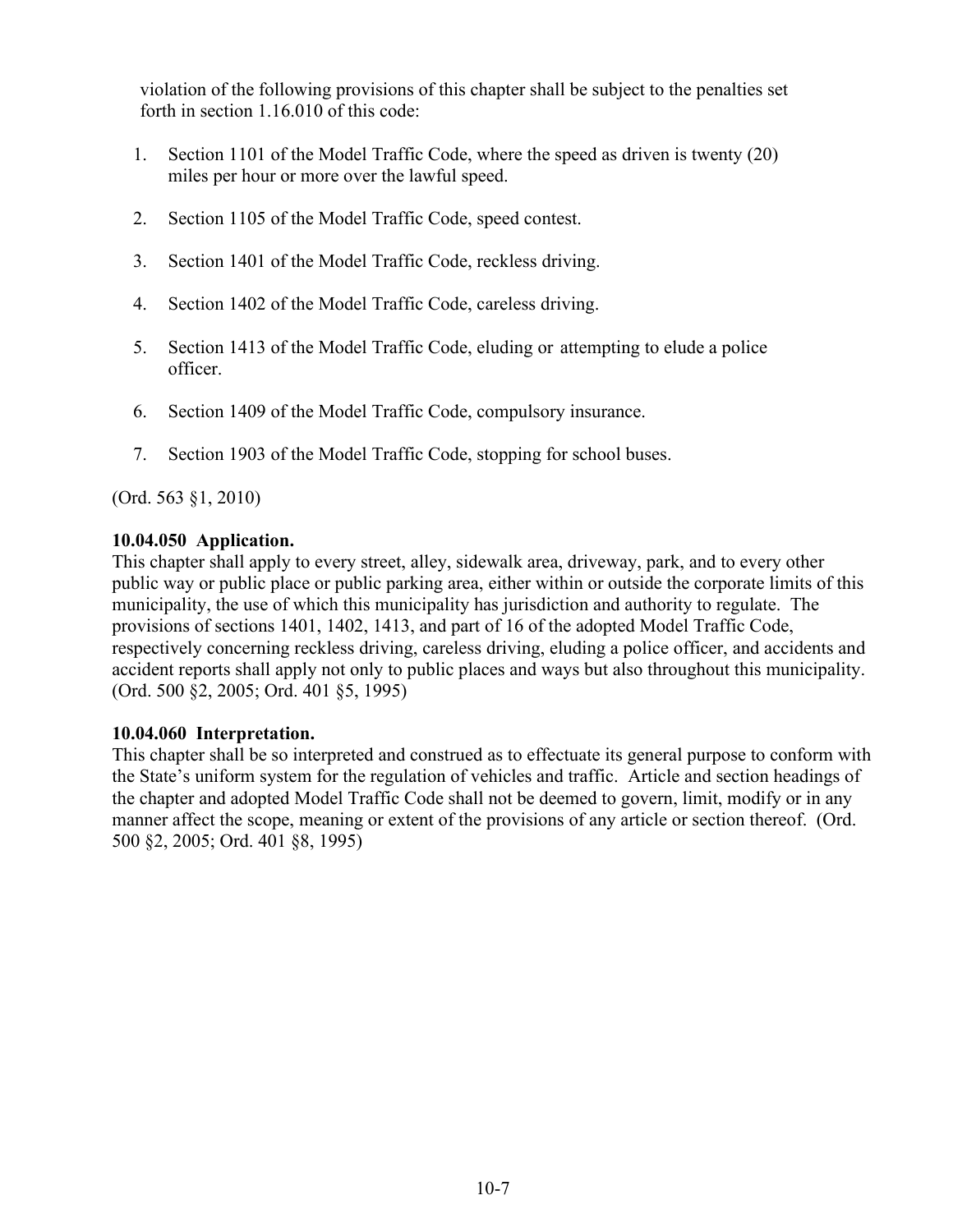violation of the following provisions of this chapter shall be subject to the penalties set forth in section 1.16.010 of this code:

1. Section 1101 of the Model Traffic Code, where the speed as driven is twenty (20) miles per hour or more over the lawful speed.

2. Section 1105 of the Model Traffic Code, speed contest.

3. Section 1401 of the Model Traffic Code, reckless driving.

4. Section 1402 of the Model Traffic Code, careless driving.

5. Section 1413 of the Model Traffic Code, eluding or attempting to elude a police officer.

6. Section 1409 of the Model Traffic Code, compulsory insurance.

7. Section 1903 of the Model Traffic Code, stopping for school buses.

(Ord. 563 §1, 2010)

**10.04.050 Application.**
This chapter shall apply to every street, alley, sidewalk area, driveway, park, and to every other public way or public place or public parking area, either within or outside the corporate limits of this municipality, the use of which this municipality has jurisdiction and authority to regulate. The provisions of sections 1401, 1402, 1413, and part of 16 of the adopted Model Traffic Code, respectively concerning reckless driving, careless driving, eluding a police officer, and accidents and accident reports shall apply not only to public places and ways but also throughout this municipality. (Ord. 500 §2, 2005; Ord. 401 §5, 1995)

**10.04.060 Interpretation.**
This chapter shall be so interpreted and construed as to effectuate its general purpose to conform with the State's uniform system for the regulation of vehicles and traffic. Article and section headings of the chapter and adopted Model Traffic Code shall not be deemed to govern, limit, modify or in any manner affect the scope, meaning or extent of the provisions of any article or section thereof. (Ord. 500 §2, 2005; Ord. 401 §8, 1995)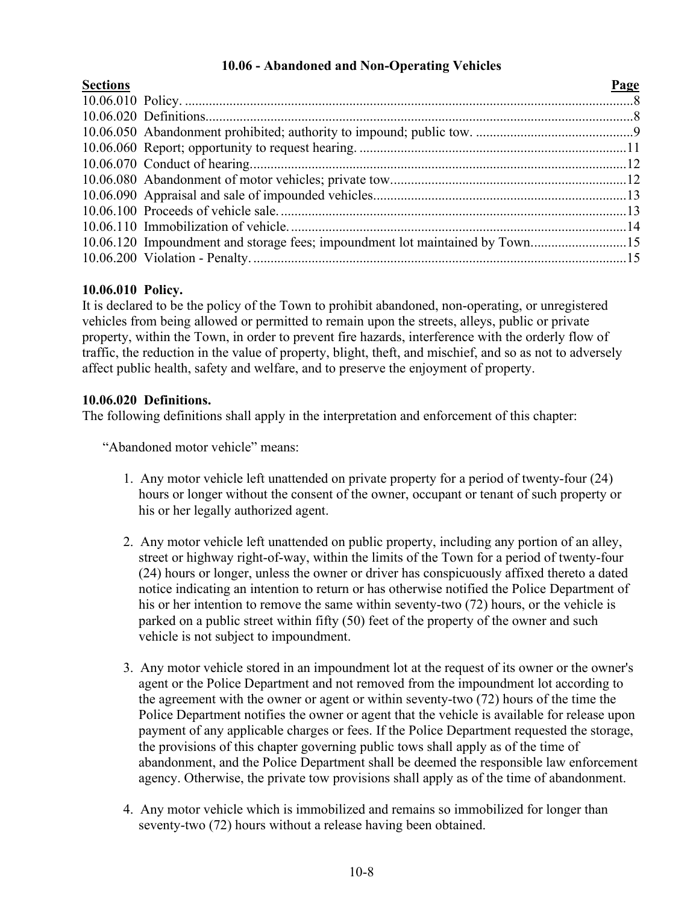## 10.06 - Abandoned and Non-Operating Vehicles

| Sections | | Page |
|---|---|---|
| 10.06.010 | Policy. | 8 |
| 10.06.020 | Definitions. | 8 |
| 10.06.050 | Abandonment prohibited; authority to impound; public tow. | 9 |
| 10.06.060 | Report; opportunity to request hearing. | 11 |
| 10.06.070 | Conduct of hearing. | 12 |
| 10.06.080 | Abandonment of motor vehicles; private tow. | 12 |
| 10.06.090 | Appraisal and sale of impounded vehicles. | 13 |
| 10.06.100 | Proceeds of vehicle sale. | 13 |
| 10.06.110 | Immobilization of vehicle. | 14 |
| 10.06.120 | Impoundment and storage fees; impoundment lot maintained by Town. | 15 |
| 10.06.200 | Violation - Penalty. | 15 |

### 10.06.010 Policy.

It is declared to be the policy of the Town to prohibit abandoned, non-operating, or unregistered vehicles from being allowed or permitted to remain upon the streets, alleys, public or private property, within the Town, in order to prevent fire hazards, interference with the orderly flow of traffic, the reduction in the value of property, blight, theft, and mischief, and so as not to adversely affect public health, safety and welfare, and to preserve the enjoyment of property.

### 10.06.020 Definitions.

The following definitions shall apply in the interpretation and enforcement of this chapter:

"Abandoned motor vehicle" means:

1. Any motor vehicle left unattended on private property for a period of twenty-four (24) hours or longer without the consent of the owner, occupant or tenant of such property or his or her legally authorized agent.

2. Any motor vehicle left unattended on public property, including any portion of an alley, street or highway right-of-way, within the limits of the Town for a period of twenty-four (24) hours or longer, unless the owner or driver has conspicuously affixed thereto a dated notice indicating an intention to return or has otherwise notified the Police Department of his or her intention to remove the same within seventy-two (72) hours, or the vehicle is parked on a public street within fifty (50) feet of the property of the owner and such vehicle is not subject to impoundment.

3. Any motor vehicle stored in an impoundment lot at the request of its owner or the owner's agent or the Police Department and not removed from the impoundment lot according to the agreement with the owner or agent or within seventy-two (72) hours of the time the Police Department notifies the owner or agent that the vehicle is available for release upon payment of any applicable charges or fees. If the Police Department requested the storage, the provisions of this chapter governing public tows shall apply as of the time of abandonment, and the Police Department shall be deemed the responsible law enforcement agency. Otherwise, the private tow provisions shall apply as of the time of abandonment.

4. Any motor vehicle which is immobilized and remains so immobilized for longer than seventy-two (72) hours without a release having been obtained.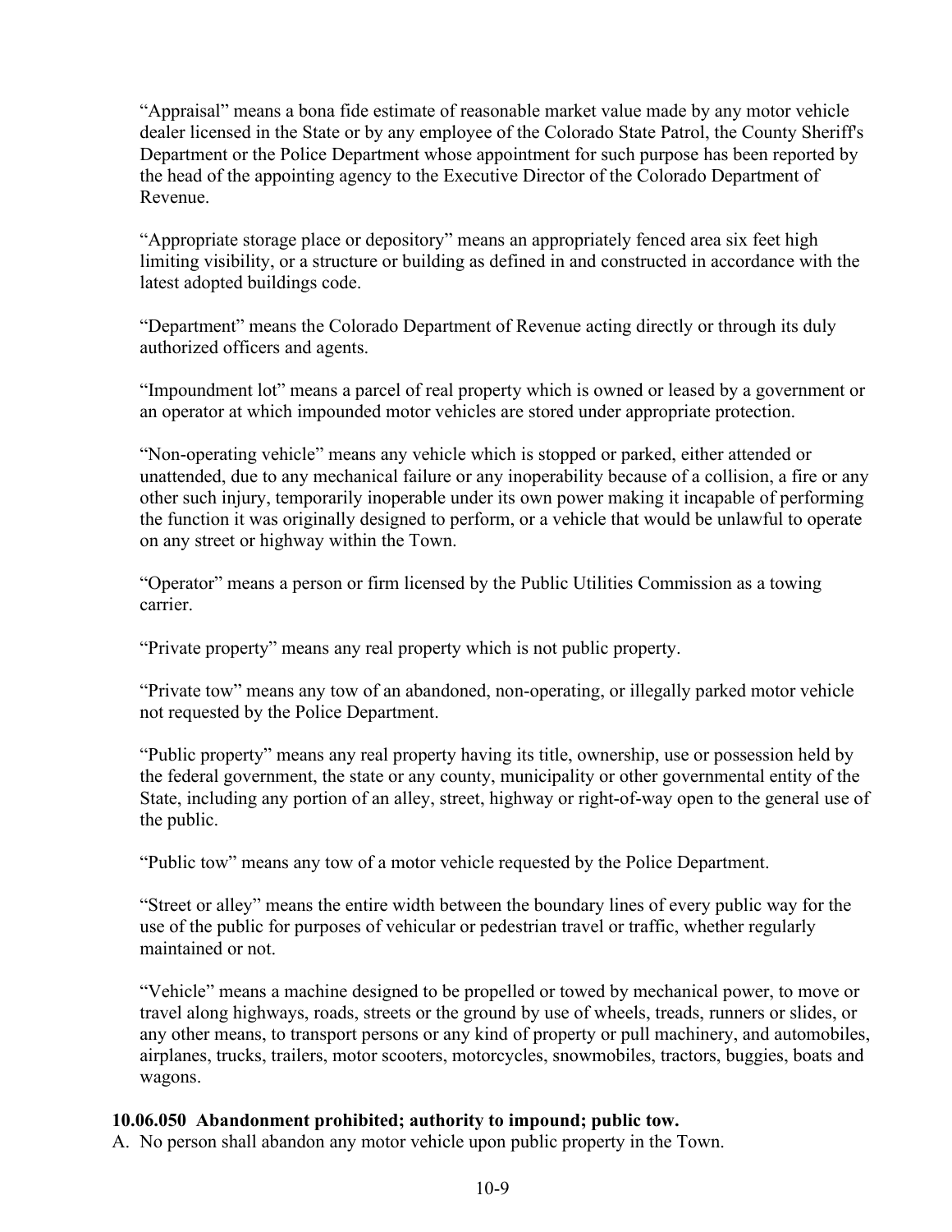"Appraisal" means a bona fide estimate of reasonable market value made by any motor vehicle dealer licensed in the State or by any employee of the Colorado State Patrol, the County Sheriff's Department or the Police Department whose appointment for such purpose has been reported by the head of the appointing agency to the Executive Director of the Colorado Department of Revenue.

"Appropriate storage place or depository" means an appropriately fenced area six feet high limiting visibility, or a structure or building as defined in and constructed in accordance with the latest adopted buildings code.

"Department" means the Colorado Department of Revenue acting directly or through its duly authorized officers and agents.

"Impoundment lot" means a parcel of real property which is owned or leased by a government or an operator at which impounded motor vehicles are stored under appropriate protection.

"Non-operating vehicle" means any vehicle which is stopped or parked, either attended or unattended, due to any mechanical failure or any inoperability because of a collision, a fire or any other such injury, temporarily inoperable under its own power making it incapable of performing the function it was originally designed to perform, or a vehicle that would be unlawful to operate on any street or highway within the Town.

"Operator" means a person or firm licensed by the Public Utilities Commission as a towing carrier.

"Private property" means any real property which is not public property.

"Private tow" means any tow of an abandoned, non-operating, or illegally parked motor vehicle not requested by the Police Department.

"Public property" means any real property having its title, ownership, use or possession held by the federal government, the state or any county, municipality or other governmental entity of the State, including any portion of an alley, street, highway or right-of-way open to the general use of the public.

"Public tow" means any tow of a motor vehicle requested by the Police Department.

"Street or alley" means the entire width between the boundary lines of every public way for the use of the public for purposes of vehicular or pedestrian travel or traffic, whether regularly maintained or not.

"Vehicle" means a machine designed to be propelled or towed by mechanical power, to move or travel along highways, roads, streets or the ground by use of wheels, treads, runners or slides, or any other means, to transport persons or any kind of property or pull machinery, and automobiles, airplanes, trucks, trailers, motor scooters, motorcycles, snowmobiles, tractors, buggies, boats and wagons.

**10.06.050 Abandonment prohibited; authority to impound; public tow.**

A. No person shall abandon any motor vehicle upon public property in the Town.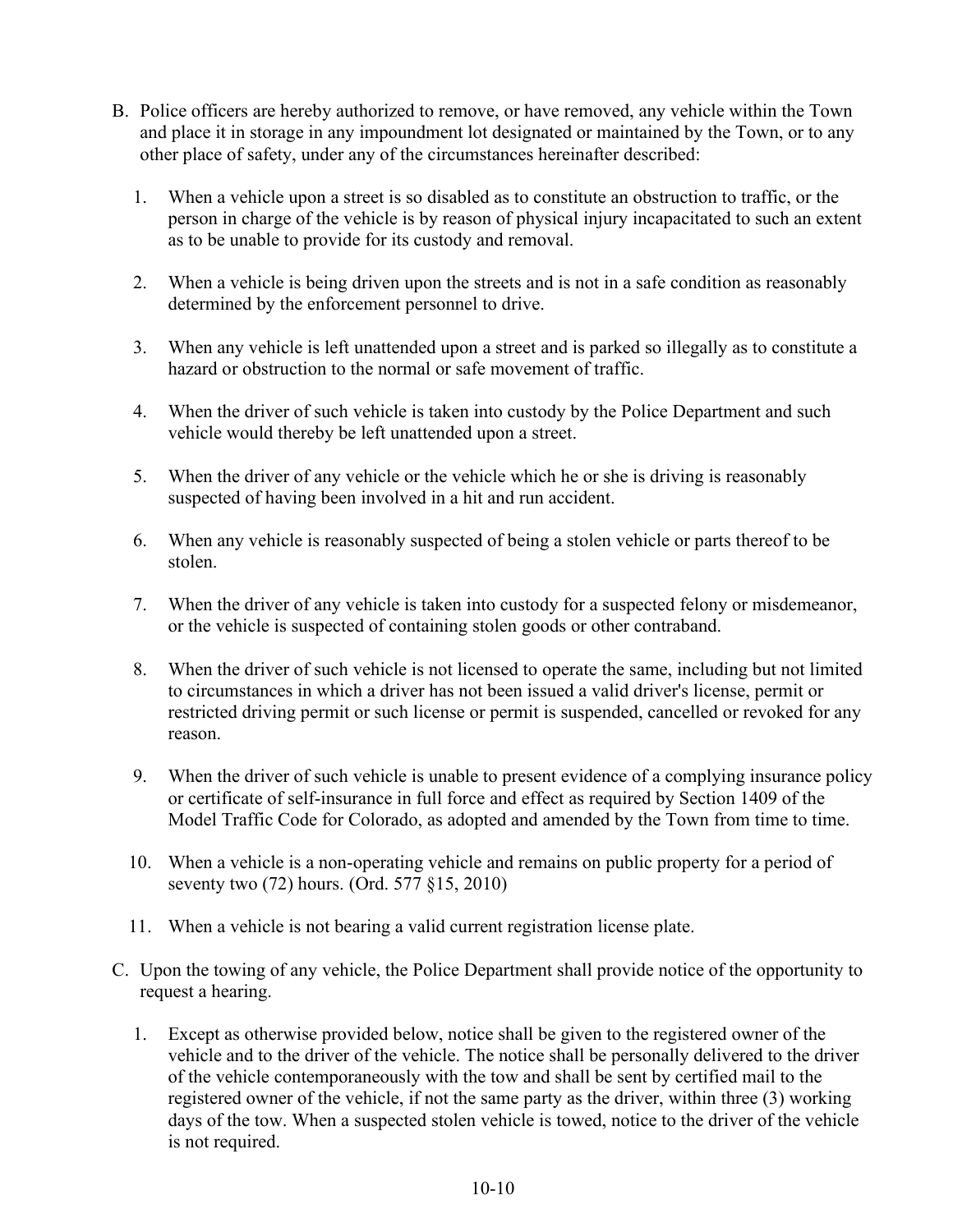B. Police officers are hereby authorized to remove, or have removed, any vehicle within the Town and place it in storage in any impoundment lot designated or maintained by the Town, or to any other place of safety, under any of the circumstances hereinafter described:

   1. When a vehicle upon a street is so disabled as to constitute an obstruction to traffic, or the person in charge of the vehicle is by reason of physical injury incapacitated to such an extent as to be unable to provide for its custody and removal.

   2. When a vehicle is being driven upon the streets and is not in a safe condition as reasonably determined by the enforcement personnel to drive.

   3. When any vehicle is left unattended upon a street and is parked so illegally as to constitute a hazard or obstruction to the normal or safe movement of traffic.

   4. When the driver of such vehicle is taken into custody by the Police Department and such vehicle would thereby be left unattended upon a street.

   5. When the driver of any vehicle or the vehicle which he or she is driving is reasonably suspected of having been involved in a hit and run accident.

   6. When any vehicle is reasonably suspected of being a stolen vehicle or parts thereof to be stolen.

   7. When the driver of any vehicle is taken into custody for a suspected felony or misdemeanor, or the vehicle is suspected of containing stolen goods or other contraband.

   8. When the driver of such vehicle is not licensed to operate the same, including but not limited to circumstances in which a driver has not been issued a valid driver's license, permit or restricted driving permit or such license or permit is suspended, cancelled or revoked for any reason.

   9. When the driver of such vehicle is unable to present evidence of a complying insurance policy or certificate of self-insurance in full force and effect as required by Section 1409 of the Model Traffic Code for Colorado, as adopted and amended by the Town from time to time.

   10. When a vehicle is a non-operating vehicle and remains on public property for a period of seventy two (72) hours. (Ord. 577 §15, 2010)

   11. When a vehicle is not bearing a valid current registration license plate.

C. Upon the towing of any vehicle, the Police Department shall provide notice of the opportunity to request a hearing.

   1. Except as otherwise provided below, notice shall be given to the registered owner of the vehicle and to the driver of the vehicle. The notice shall be personally delivered to the driver of the vehicle contemporaneously with the tow and shall be sent by certified mail to the registered owner of the vehicle, if not the same party as the driver, within three (3) working days of the tow. When a suspected stolen vehicle is towed, notice to the driver of the vehicle is not required.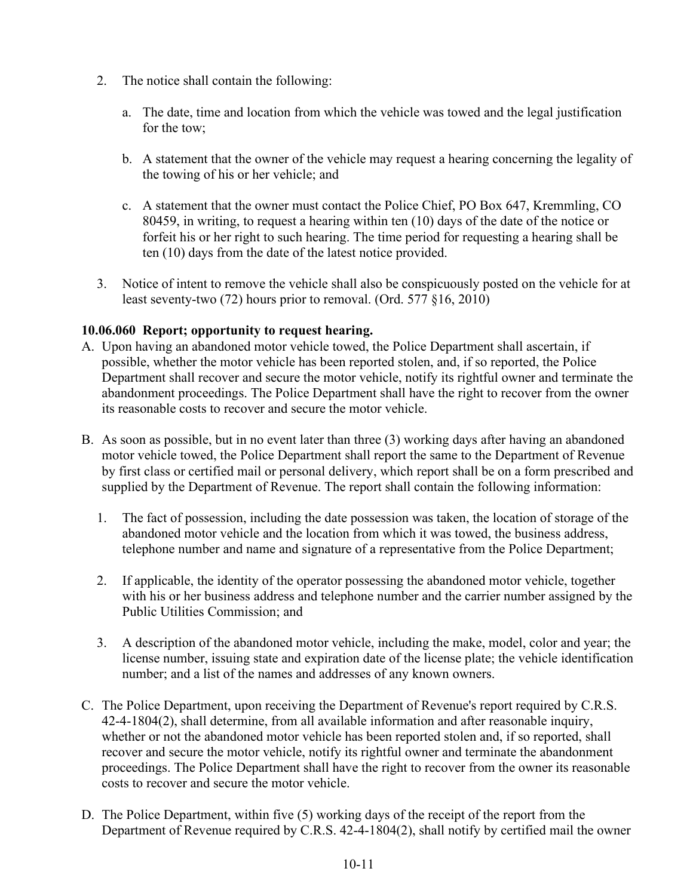2. The notice shall contain the following:

   a. The date, time and location from which the vehicle was towed and the legal justification for the tow;

   b. A statement that the owner of the vehicle may request a hearing concerning the legality of the towing of his or her vehicle; and

   c. A statement that the owner must contact the Police Chief, PO Box 647, Kremmling, CO 80459, in writing, to request a hearing within ten (10) days of the date of the notice or forfeit his or her right to such hearing. The time period for requesting a hearing shall be ten (10) days from the date of the latest notice provided.

3. Notice of intent to remove the vehicle shall also be conspicuously posted on the vehicle for at least seventy-two (72) hours prior to removal. (Ord. 577 §16, 2010)

**10.06.060 Report; opportunity to request hearing.**

A. Upon having an abandoned motor vehicle towed, the Police Department shall ascertain, if possible, whether the motor vehicle has been reported stolen, and, if so reported, the Police Department shall recover and secure the motor vehicle, notify its rightful owner and terminate the abandonment proceedings. The Police Department shall have the right to recover from the owner its reasonable costs to recover and secure the motor vehicle.

B. As soon as possible, but in no event later than three (3) working days after having an abandoned motor vehicle towed, the Police Department shall report the same to the Department of Revenue by first class or certified mail or personal delivery, which report shall be on a form prescribed and supplied by the Department of Revenue. The report shall contain the following information:

   1. The fact of possession, including the date possession was taken, the location of storage of the abandoned motor vehicle and the location from which it was towed, the business address, telephone number and name and signature of a representative from the Police Department;

   2. If applicable, the identity of the operator possessing the abandoned motor vehicle, together with his or her business address and telephone number and the carrier number assigned by the Public Utilities Commission; and

   3. A description of the abandoned motor vehicle, including the make, model, color and year; the license number, issuing state and expiration date of the license plate; the vehicle identification number; and a list of the names and addresses of any known owners.

C. The Police Department, upon receiving the Department of Revenue's report required by C.R.S. 42-4-1804(2), shall determine, from all available information and after reasonable inquiry, whether or not the abandoned motor vehicle has been reported stolen and, if so reported, shall recover and secure the motor vehicle, notify its rightful owner and terminate the abandonment proceedings. The Police Department shall have the right to recover from the owner its reasonable costs to recover and secure the motor vehicle.

D. The Police Department, within five (5) working days of the receipt of the report from the Department of Revenue required by C.R.S. 42-4-1804(2), shall notify by certified mail the owner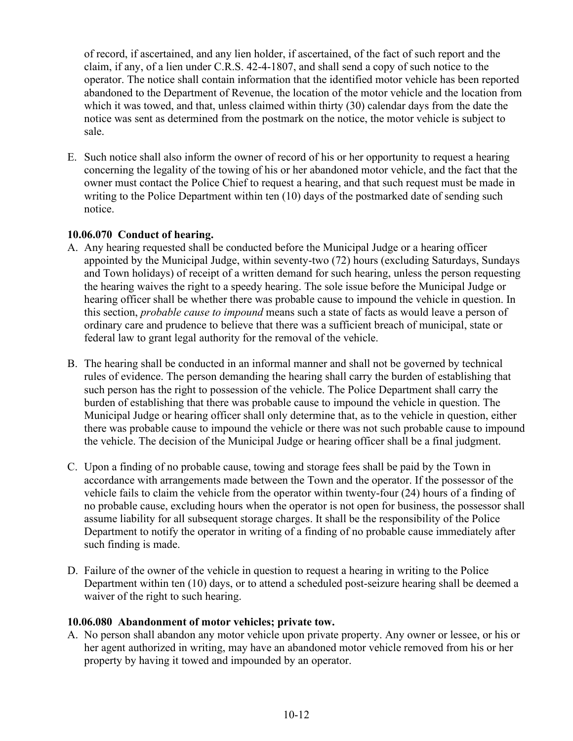of record, if ascertained, and any lien holder, if ascertained, of the fact of such report and the claim, if any, of a lien under C.R.S. 42-4-1807, and shall send a copy of such notice to the operator. The notice shall contain information that the identified motor vehicle has been reported abandoned to the Department of Revenue, the location of the motor vehicle and the location from which it was towed, and that, unless claimed within thirty (30) calendar days from the date the notice was sent as determined from the postmark on the notice, the motor vehicle is subject to sale.

E. Such notice shall also inform the owner of record of his or her opportunity to request a hearing concerning the legality of the towing of his or her abandoned motor vehicle, and the fact that the owner must contact the Police Chief to request a hearing, and that such request must be made in writing to the Police Department within ten (10) days of the postmarked date of sending such notice.

**10.06.070 Conduct of hearing.**

A. Any hearing requested shall be conducted before the Municipal Judge or a hearing officer appointed by the Municipal Judge, within seventy-two (72) hours (excluding Saturdays, Sundays and Town holidays) of receipt of a written demand for such hearing, unless the person requesting the hearing waives the right to a speedy hearing. The sole issue before the Municipal Judge or hearing officer shall be whether there was probable cause to impound the vehicle in question. In this section, *probable cause to impound* means such a state of facts as would leave a person of ordinary care and prudence to believe that there was a sufficient breach of municipal, state or federal law to grant legal authority for the removal of the vehicle.

B. The hearing shall be conducted in an informal manner and shall not be governed by technical rules of evidence. The person demanding the hearing shall carry the burden of establishing that such person has the right to possession of the vehicle. The Police Department shall carry the burden of establishing that there was probable cause to impound the vehicle in question. The Municipal Judge or hearing officer shall only determine that, as to the vehicle in question, either there was probable cause to impound the vehicle or there was not such probable cause to impound the vehicle. The decision of the Municipal Judge or hearing officer shall be a final judgment.

C. Upon a finding of no probable cause, towing and storage fees shall be paid by the Town in accordance with arrangements made between the Town and the operator. If the possessor of the vehicle fails to claim the vehicle from the operator within twenty-four (24) hours of a finding of no probable cause, excluding hours when the operator is not open for business, the possessor shall assume liability for all subsequent storage charges. It shall be the responsibility of the Police Department to notify the operator in writing of a finding of no probable cause immediately after such finding is made.

D. Failure of the owner of the vehicle in question to request a hearing in writing to the Police Department within ten (10) days, or to attend a scheduled post-seizure hearing shall be deemed a waiver of the right to such hearing.

**10.06.080 Abandonment of motor vehicles; private tow.**

A. No person shall abandon any motor vehicle upon private property. Any owner or lessee, or his or her agent authorized in writing, may have an abandoned motor vehicle removed from his or her property by having it towed and impounded by an operator.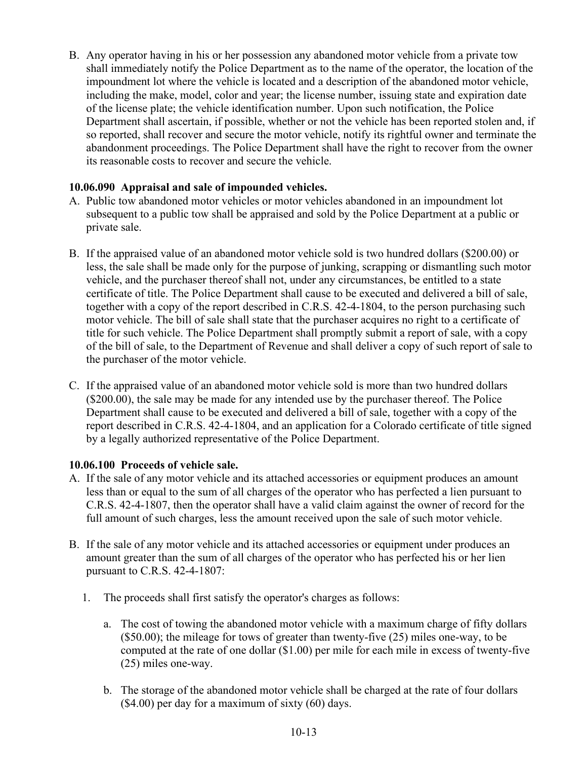B. Any operator having in his or her possession any abandoned motor vehicle from a private tow shall immediately notify the Police Department as to the name of the operator, the location of the impoundment lot where the vehicle is located and a description of the abandoned motor vehicle, including the make, model, color and year; the license number, issuing state and expiration date of the license plate; the vehicle identification number. Upon such notification, the Police Department shall ascertain, if possible, whether or not the vehicle has been reported stolen and, if so reported, shall recover and secure the motor vehicle, notify its rightful owner and terminate the abandonment proceedings. The Police Department shall have the right to recover from the owner its reasonable costs to recover and secure the vehicle.

**10.06.090 Appraisal and sale of impounded vehicles.**

A. Public tow abandoned motor vehicles or motor vehicles abandoned in an impoundment lot subsequent to a public tow shall be appraised and sold by the Police Department at a public or private sale.

B. If the appraised value of an abandoned motor vehicle sold is two hundred dollars ($200.00) or less, the sale shall be made only for the purpose of junking, scrapping or dismantling such motor vehicle, and the purchaser thereof shall not, under any circumstances, be entitled to a state certificate of title. The Police Department shall cause to be executed and delivered a bill of sale, together with a copy of the report described in C.R.S. 42-4-1804, to the person purchasing such motor vehicle. The bill of sale shall state that the purchaser acquires no right to a certificate of title for such vehicle. The Police Department shall promptly submit a report of sale, with a copy of the bill of sale, to the Department of Revenue and shall deliver a copy of such report of sale to the purchaser of the motor vehicle.

C. If the appraised value of an abandoned motor vehicle sold is more than two hundred dollars ($200.00), the sale may be made for any intended use by the purchaser thereof. The Police Department shall cause to be executed and delivered a bill of sale, together with a copy of the report described in C.R.S. 42-4-1804, and an application for a Colorado certificate of title signed by a legally authorized representative of the Police Department.

**10.06.100 Proceeds of vehicle sale.**

A. If the sale of any motor vehicle and its attached accessories or equipment produces an amount less than or equal to the sum of all charges of the operator who has perfected a lien pursuant to C.R.S. 42-4-1807, then the operator shall have a valid claim against the owner of record for the full amount of such charges, less the amount received upon the sale of such motor vehicle.

B. If the sale of any motor vehicle and its attached accessories or equipment under produces an amount greater than the sum of all charges of the operator who has perfected his or her lien pursuant to C.R.S. 42-4-1807:

   1. The proceeds shall first satisfy the operator's charges as follows:

      a. The cost of towing the abandoned motor vehicle with a maximum charge of fifty dollars ($50.00); the mileage for tows of greater than twenty-five (25) miles one-way, to be computed at the rate of one dollar ($1.00) per mile for each mile in excess of twenty-five (25) miles one-way.

      b. The storage of the abandoned motor vehicle shall be charged at the rate of four dollars ($4.00) per day for a maximum of sixty (60) days.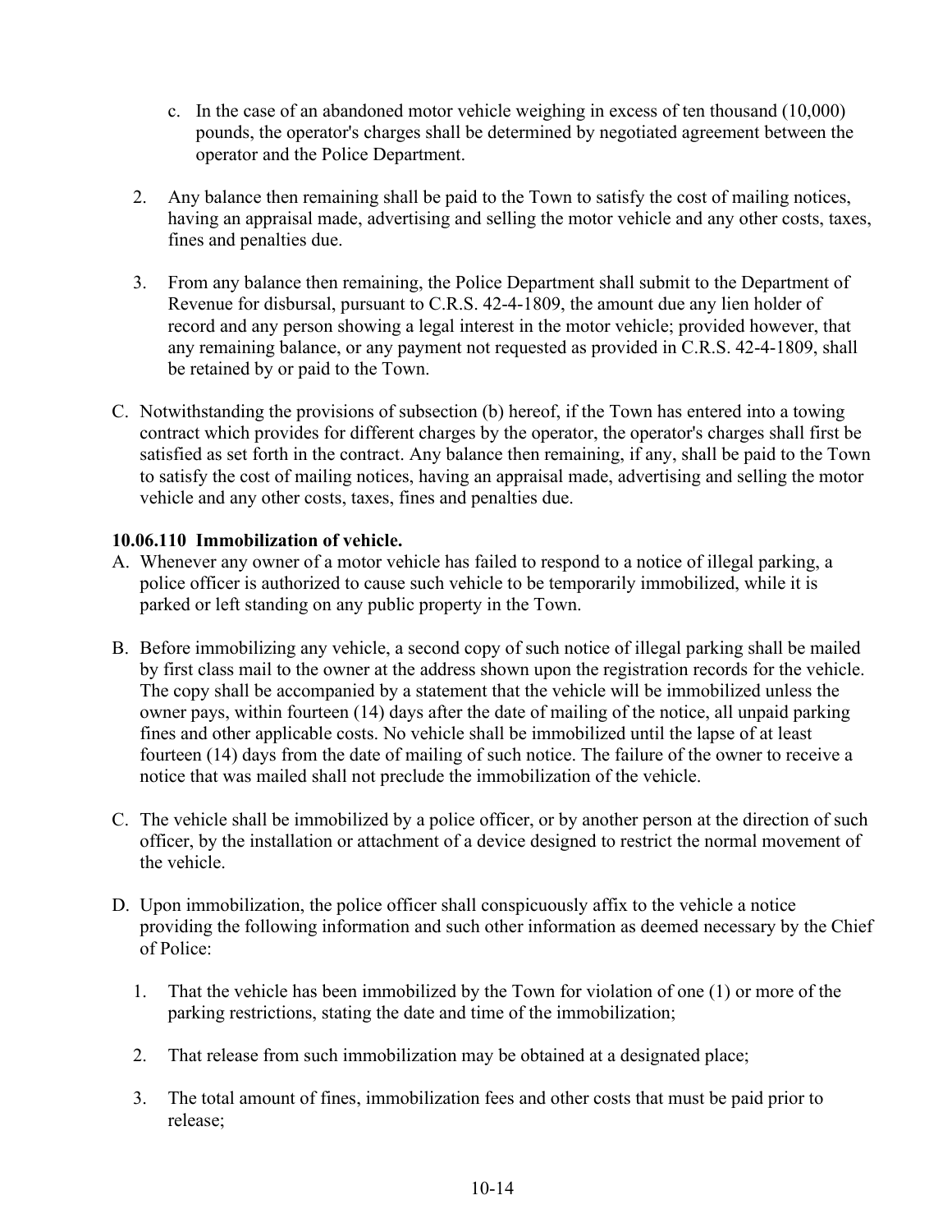c. In the case of an abandoned motor vehicle weighing in excess of ten thousand (10,000) pounds, the operator's charges shall be determined by negotiated agreement between the operator and the Police Department.

2. Any balance then remaining shall be paid to the Town to satisfy the cost of mailing notices, having an appraisal made, advertising and selling the motor vehicle and any other costs, taxes, fines and penalties due.

3. From any balance then remaining, the Police Department shall submit to the Department of Revenue for disbursal, pursuant to C.R.S. 42-4-1809, the amount due any lien holder of record and any person showing a legal interest in the motor vehicle; provided however, that any remaining balance, or any payment not requested as provided in C.R.S. 42-4-1809, shall be retained by or paid to the Town.

C. Notwithstanding the provisions of subsection (b) hereof, if the Town has entered into a towing contract which provides for different charges by the operator, the operator's charges shall first be satisfied as set forth in the contract. Any balance then remaining, if any, shall be paid to the Town to satisfy the cost of mailing notices, having an appraisal made, advertising and selling the motor vehicle and any other costs, taxes, fines and penalties due.

**10.06.110 Immobilization of vehicle.**

A. Whenever any owner of a motor vehicle has failed to respond to a notice of illegal parking, a police officer is authorized to cause such vehicle to be temporarily immobilized, while it is parked or left standing on any public property in the Town.

B. Before immobilizing any vehicle, a second copy of such notice of illegal parking shall be mailed by first class mail to the owner at the address shown upon the registration records for the vehicle. The copy shall be accompanied by a statement that the vehicle will be immobilized unless the owner pays, within fourteen (14) days after the date of mailing of the notice, all unpaid parking fines and other applicable costs. No vehicle shall be immobilized until the lapse of at least fourteen (14) days from the date of mailing of such notice. The failure of the owner to receive a notice that was mailed shall not preclude the immobilization of the vehicle.

C. The vehicle shall be immobilized by a police officer, or by another person at the direction of such officer, by the installation or attachment of a device designed to restrict the normal movement of the vehicle.

D. Upon immobilization, the police officer shall conspicuously affix to the vehicle a notice providing the following information and such other information as deemed necessary by the Chief of Police:

1. That the vehicle has been immobilized by the Town for violation of one (1) or more of the parking restrictions, stating the date and time of the immobilization;

2. That release from such immobilization may be obtained at a designated place;

3. The total amount of fines, immobilization fees and other costs that must be paid prior to release;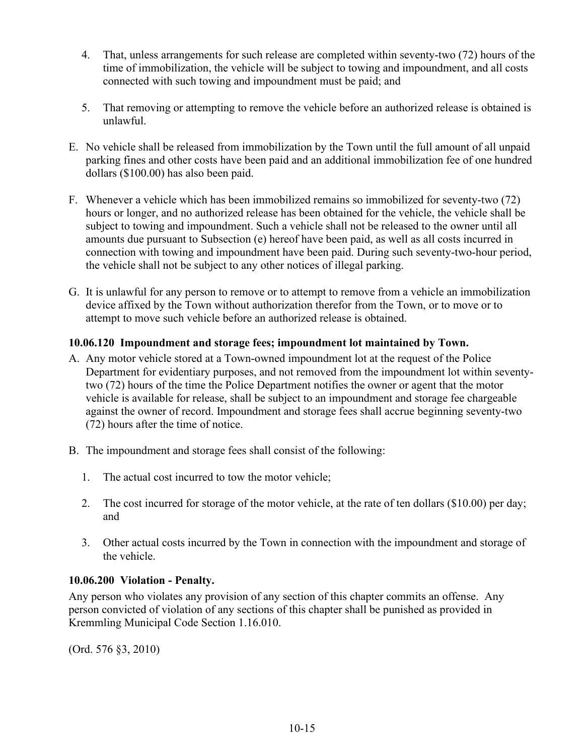4. That, unless arrangements for such release are completed within seventy-two (72) hours of the time of immobilization, the vehicle will be subject to towing and impoundment, and all costs connected with such towing and impoundment must be paid; and

5. That removing or attempting to remove the vehicle before an authorized release is obtained is unlawful.

E. No vehicle shall be released from immobilization by the Town until the full amount of all unpaid parking fines and other costs have been paid and an additional immobilization fee of one hundred dollars ($100.00) has also been paid.

F. Whenever a vehicle which has been immobilized remains so immobilized for seventy-two (72) hours or longer, and no authorized release has been obtained for the vehicle, the vehicle shall be subject to towing and impoundment. Such a vehicle shall not be released to the owner until all amounts due pursuant to Subsection (e) hereof have been paid, as well as all costs incurred in connection with towing and impoundment have been paid. During such seventy-two-hour period, the vehicle shall not be subject to any other notices of illegal parking.

G. It is unlawful for any person to remove or to attempt to remove from a vehicle an immobilization device affixed by the Town without authorization therefor from the Town, or to move or to attempt to move such vehicle before an authorized release is obtained.

**10.06.120 Impoundment and storage fees; impoundment lot maintained by Town.**

A. Any motor vehicle stored at a Town-owned impoundment lot at the request of the Police Department for evidentiary purposes, and not removed from the impoundment lot within seventy-two (72) hours of the time the Police Department notifies the owner or agent that the motor vehicle is available for release, shall be subject to an impoundment and storage fee chargeable against the owner of record. Impoundment and storage fees shall accrue beginning seventy-two (72) hours after the time of notice.

B. The impoundment and storage fees shall consist of the following:

   1. The actual cost incurred to tow the motor vehicle;

   2. The cost incurred for storage of the motor vehicle, at the rate of ten dollars ($10.00) per day; and

   3. Other actual costs incurred by the Town in connection with the impoundment and storage of the vehicle.

**10.06.200 Violation - Penalty.**

Any person who violates any provision of any section of this chapter commits an offense. Any person convicted of violation of any sections of this chapter shall be punished as provided in Kremmling Municipal Code Section 1.16.010.

(Ord. 576 §3, 2010)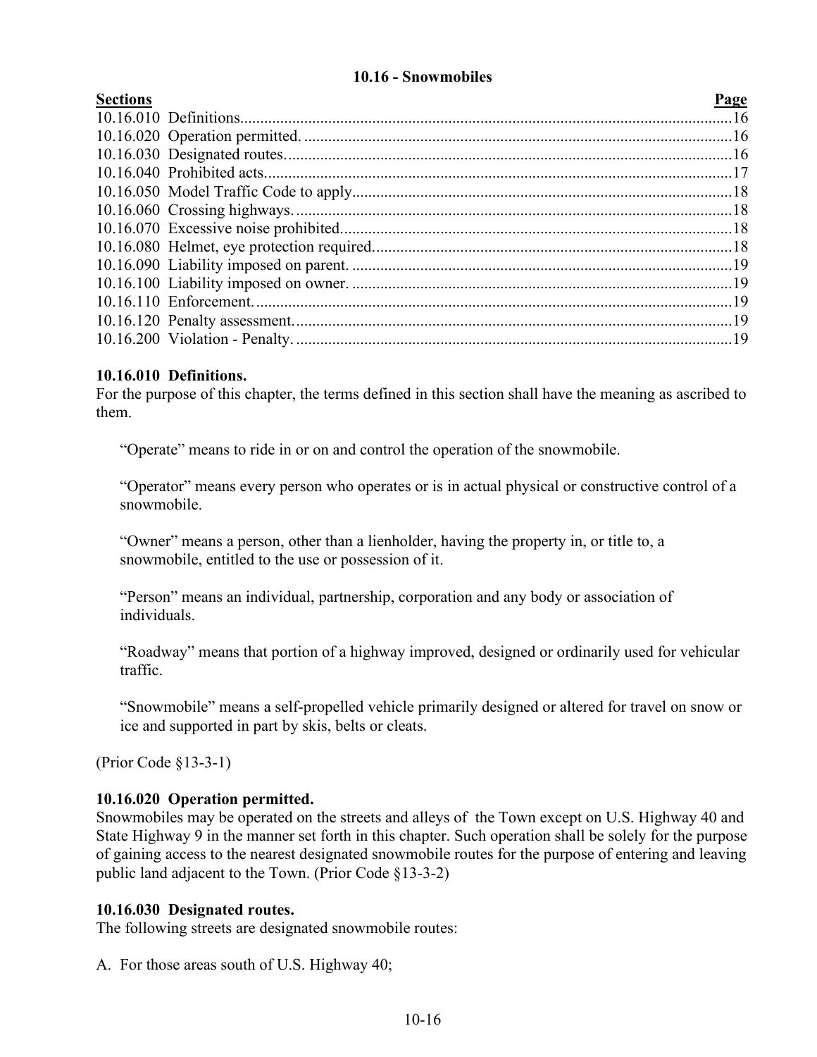## 10.16 - Snowmobiles

| Sections | Page |
|---|---|
| 10.16.010 Definitions | 16 |
| 10.16.020 Operation permitted. | 16 |
| 10.16.030 Designated routes. | 16 |
| 10.16.040 Prohibited acts | 17 |
| 10.16.050 Model Traffic Code to apply | 18 |
| 10.16.060 Crossing highways. | 18 |
| 10.16.070 Excessive noise prohibited | 18 |
| 10.16.080 Helmet, eye protection required | 18 |
| 10.16.090 Liability imposed on parent. | 19 |
| 10.16.100 Liability imposed on owner. | 19 |
| 10.16.110 Enforcement. | 19 |
| 10.16.120 Penalty assessment | 19 |
| 10.16.200 Violation - Penalty. | 19 |

### 10.16.010 Definitions.

For the purpose of this chapter, the terms defined in this section shall have the meaning as ascribed to them.

"Operate" means to ride in or on and control the operation of the snowmobile.

"Operator" means every person who operates or is in actual physical or constructive control of a snowmobile.

"Owner" means a person, other than a lienholder, having the property in, or title to, a snowmobile, entitled to the use or possession of it.

"Person" means an individual, partnership, corporation and any body or association of individuals.

"Roadway" means that portion of a highway improved, designed or ordinarily used for vehicular traffic.

"Snowmobile" means a self-propelled vehicle primarily designed or altered for travel on snow or ice and supported in part by skis, belts or cleats.

(Prior Code §13-3-1)

### 10.16.020 Operation permitted.

Snowmobiles may be operated on the streets and alleys of the Town except on U.S. Highway 40 and State Highway 9 in the manner set forth in this chapter. Such operation shall be solely for the purpose of gaining access to the nearest designated snowmobile routes for the purpose of entering and leaving public land adjacent to the Town. (Prior Code §13-3-2)

### 10.16.030 Designated routes.

The following streets are designated snowmobile routes:

A. For those areas south of U.S. Highway 40;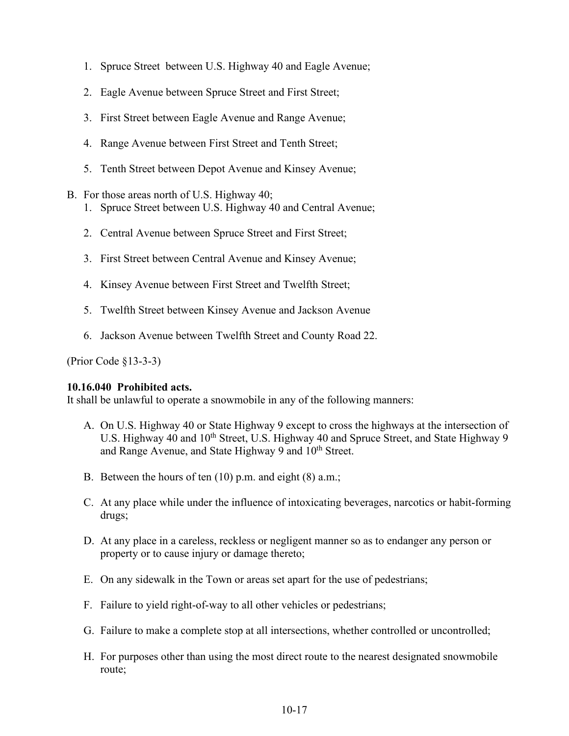1. Spruce Street between U.S. Highway 40 and Eagle Avenue;

2. Eagle Avenue between Spruce Street and First Street;

3. First Street between Eagle Avenue and Range Avenue;

4. Range Avenue between First Street and Tenth Street;

5. Tenth Street between Depot Avenue and Kinsey Avenue;

B. For those areas north of U.S. Highway 40;

1. Spruce Street between U.S. Highway 40 and Central Avenue;

2. Central Avenue between Spruce Street and First Street;

3. First Street between Central Avenue and Kinsey Avenue;

4. Kinsey Avenue between First Street and Twelfth Street;

5. Twelfth Street between Kinsey Avenue and Jackson Avenue

6. Jackson Avenue between Twelfth Street and County Road 22.

(Prior Code §13-3-3)

**10.16.040 Prohibited acts.**

It shall be unlawful to operate a snowmobile in any of the following manners:

A. On U.S. Highway 40 or State Highway 9 except to cross the highways at the intersection of U.S. Highway 40 and 10th Street, U.S. Highway 40 and Spruce Street, and State Highway 9 and Range Avenue, and State Highway 9 and 10th Street.

B. Between the hours of ten (10) p.m. and eight (8) a.m.;

C. At any place while under the influence of intoxicating beverages, narcotics or habit-forming drugs;

D. At any place in a careless, reckless or negligent manner so as to endanger any person or property or to cause injury or damage thereto;

E. On any sidewalk in the Town or areas set apart for the use of pedestrians;

F. Failure to yield right-of-way to all other vehicles or pedestrians;

G. Failure to make a complete stop at all intersections, whether controlled or uncontrolled;

H. For purposes other than using the most direct route to the nearest designated snowmobile route;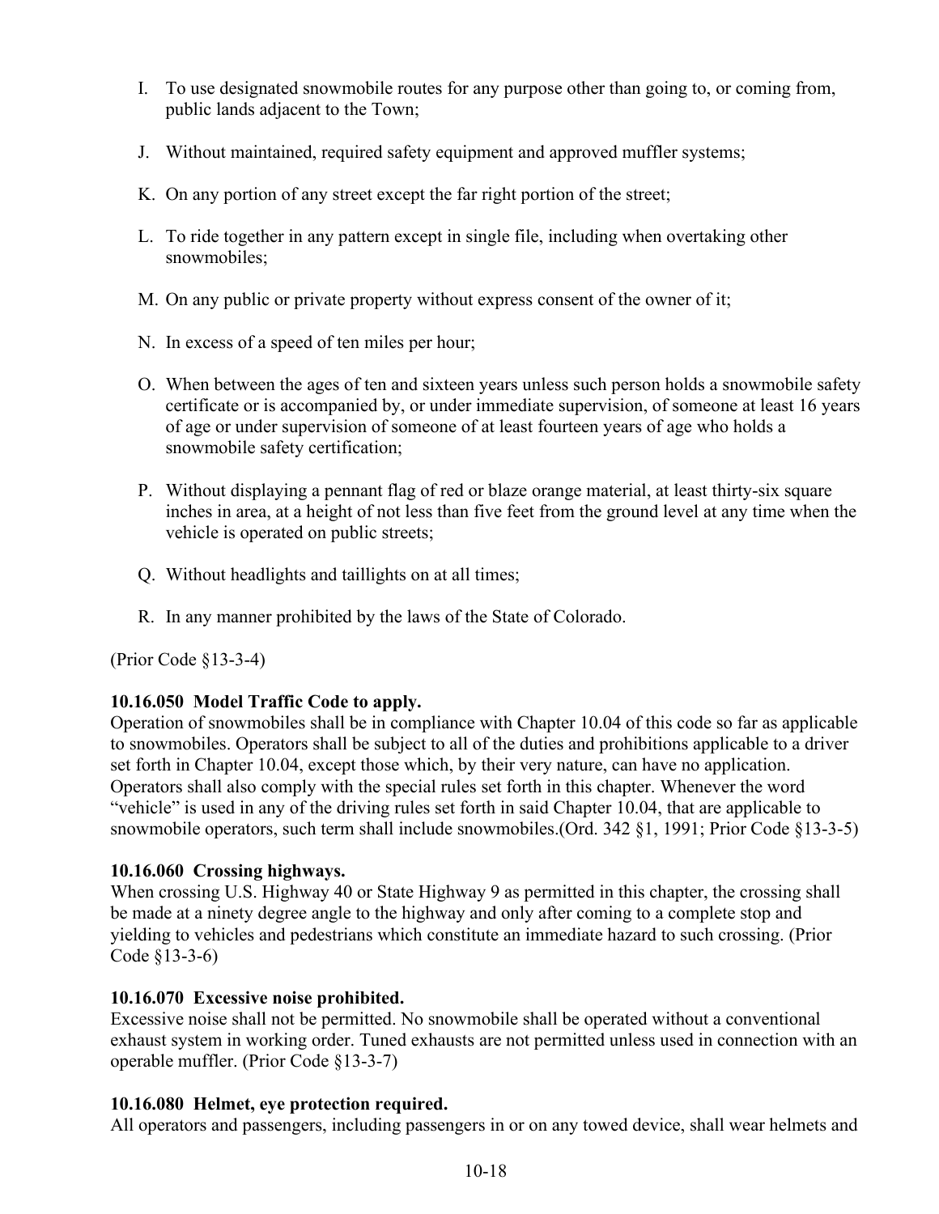I. To use designated snowmobile routes for any purpose other than going to, or coming from, public lands adjacent to the Town;

J. Without maintained, required safety equipment and approved muffler systems;

K. On any portion of any street except the far right portion of the street;

L. To ride together in any pattern except in single file, including when overtaking other snowmobiles;

M. On any public or private property without express consent of the owner of it;

N. In excess of a speed of ten miles per hour;

O. When between the ages of ten and sixteen years unless such person holds a snowmobile safety certificate or is accompanied by, or under immediate supervision, of someone at least 16 years of age or under supervision of someone of at least fourteen years of age who holds a snowmobile safety certification;

P. Without displaying a pennant flag of red or blaze orange material, at least thirty-six square inches in area, at a height of not less than five feet from the ground level at any time when the vehicle is operated on public streets;

Q. Without headlights and taillights on at all times;

R. In any manner prohibited by the laws of the State of Colorado.

(Prior Code §13-3-4)

**10.16.050 Model Traffic Code to apply.**
Operation of snowmobiles shall be in compliance with Chapter 10.04 of this code so far as applicable to snowmobiles. Operators shall be subject to all of the duties and prohibitions applicable to a driver set forth in Chapter 10.04, except those which, by their very nature, can have no application. Operators shall also comply with the special rules set forth in this chapter. Whenever the word "vehicle" is used in any of the driving rules set forth in said Chapter 10.04, that are applicable to snowmobile operators, such term shall include snowmobiles.(Ord. 342 §1, 1991; Prior Code §13-3-5)

**10.16.060 Crossing highways.**
When crossing U.S. Highway 40 or State Highway 9 as permitted in this chapter, the crossing shall be made at a ninety degree angle to the highway and only after coming to a complete stop and yielding to vehicles and pedestrians which constitute an immediate hazard to such crossing. (Prior Code §13-3-6)

**10.16.070 Excessive noise prohibited.**
Excessive noise shall not be permitted. No snowmobile shall be operated without a conventional exhaust system in working order. Tuned exhausts are not permitted unless used in connection with an operable muffler. (Prior Code §13-3-7)

**10.16.080 Helmet, eye protection required.**
All operators and passengers, including passengers in or on any towed device, shall wear helmets and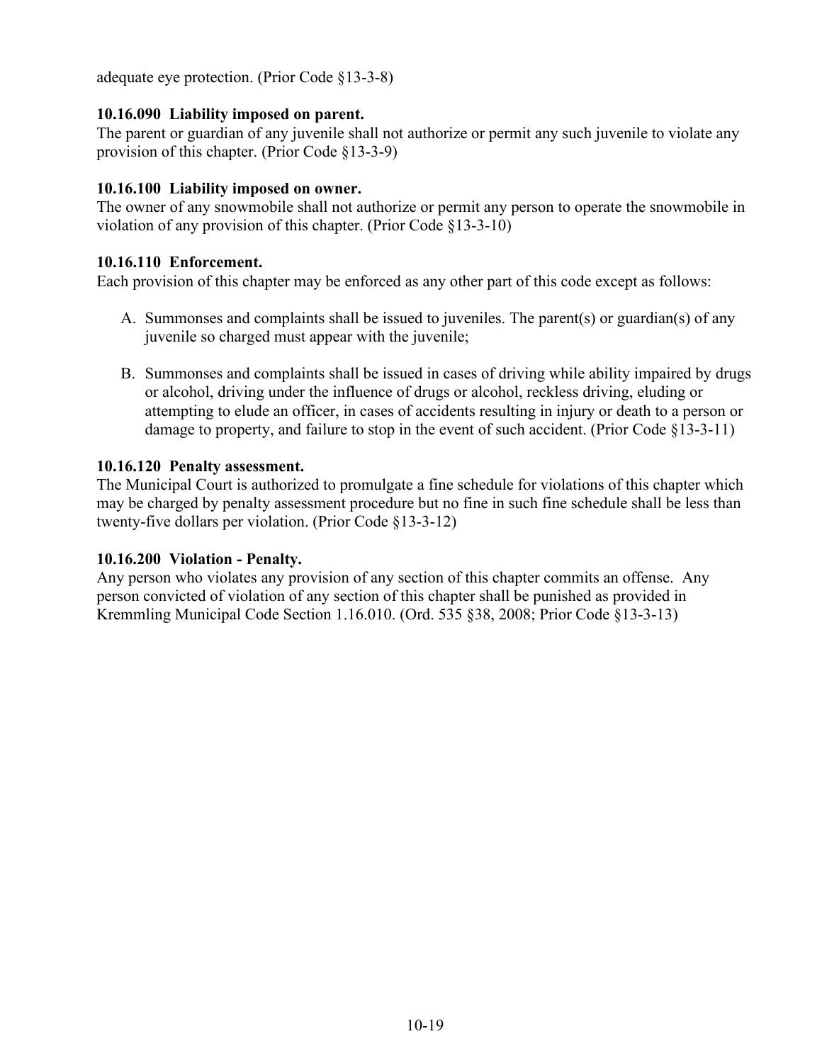adequate eye protection. (Prior Code §13-3-8)

**10.16.090 Liability imposed on parent.**
The parent or guardian of any juvenile shall not authorize or permit any such juvenile to violate any provision of this chapter. (Prior Code §13-3-9)

**10.16.100 Liability imposed on owner.**
The owner of any snowmobile shall not authorize or permit any person to operate the snowmobile in violation of any provision of this chapter. (Prior Code §13-3-10)

**10.16.110 Enforcement.**
Each provision of this chapter may be enforced as any other part of this code except as follows:

A. Summonses and complaints shall be issued to juveniles. The parent(s) or guardian(s) of any juvenile so charged must appear with the juvenile;

B. Summonses and complaints shall be issued in cases of driving while ability impaired by drugs or alcohol, driving under the influence of drugs or alcohol, reckless driving, eluding or attempting to elude an officer, in cases of accidents resulting in injury or death to a person or damage to property, and failure to stop in the event of such accident. (Prior Code §13-3-11)

**10.16.120 Penalty assessment.**
The Municipal Court is authorized to promulgate a fine schedule for violations of this chapter which may be charged by penalty assessment procedure but no fine in such fine schedule shall be less than twenty-five dollars per violation. (Prior Code §13-3-12)

**10.16.200 Violation - Penalty.**
Any person who violates any provision of any section of this chapter commits an offense. Any person convicted of violation of any section of this chapter shall be punished as provided in Kremmling Municipal Code Section 1.16.010. (Ord. 535 §38, 2008; Prior Code §13-3-13)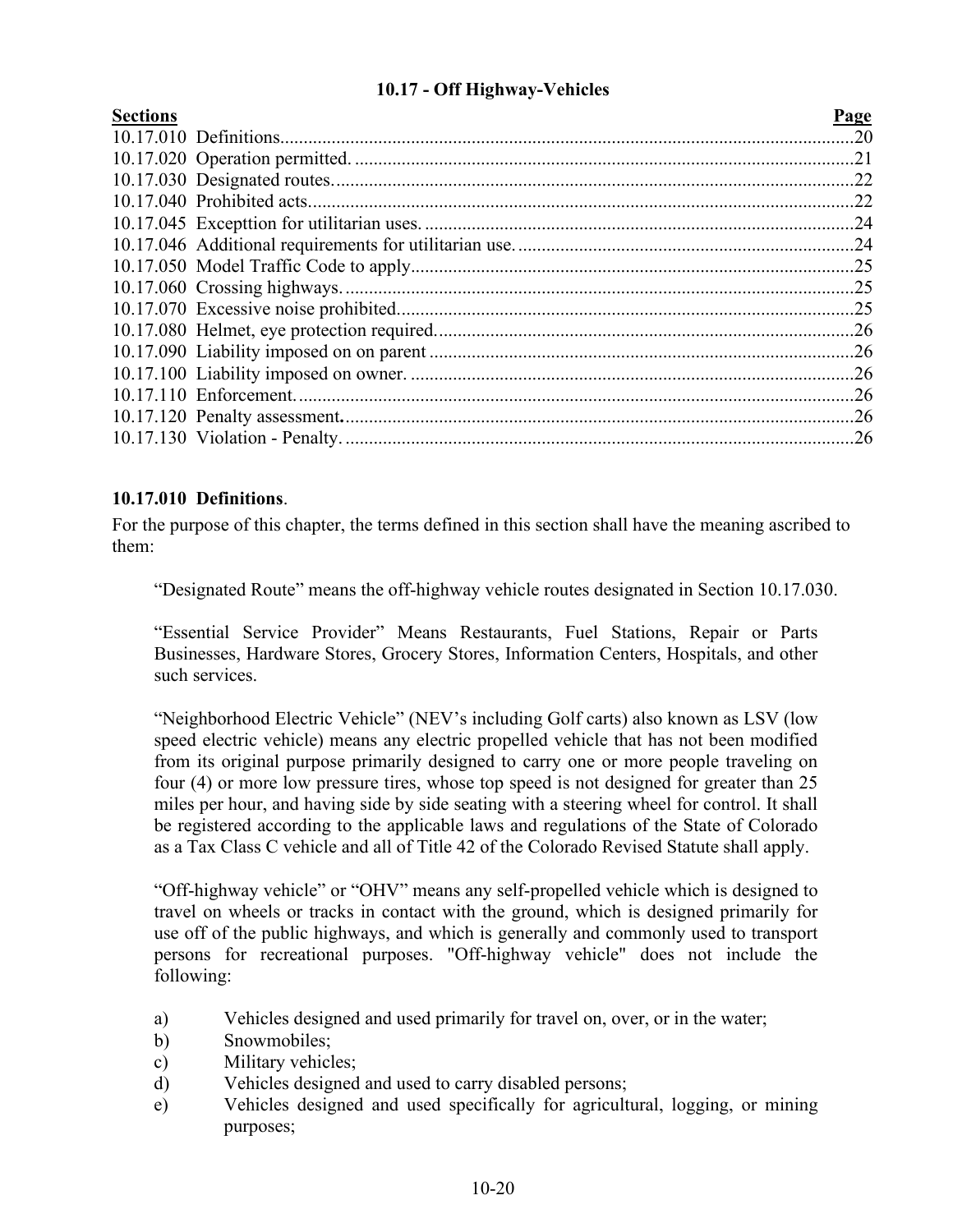## 10.17 - Off Highway-Vehicles

| Sections | Page |
|---|---|
| 10.17.010 Definitions | 20 |
| 10.17.020 Operation permitted. | 21 |
| 10.17.030 Designated routes. | 22 |
| 10.17.040 Prohibited acts. | 22 |
| 10.17.045 Excepttion for utilitarian uses. | 24 |
| 10.17.046 Additional requirements for utilitarian use. | 24 |
| 10.17.050 Model Traffic Code to apply | 25 |
| 10.17.060 Crossing highways. | 25 |
| 10.17.070 Excessive noise prohibited. | 25 |
| 10.17.080 Helmet, eye protection required. | 26 |
| 10.17.090 Liability imposed on on parent | 26 |
| 10.17.100 Liability imposed on owner. | 26 |
| 10.17.110 Enforcement. | 26 |
| 10.17.120 Penalty assessment. | 26 |
| 10.17.130 Violation - Penalty. | 26 |

### 10.17.010 Definitions.

For the purpose of this chapter, the terms defined in this section shall have the meaning ascribed to them:

"Designated Route" means the off-highway vehicle routes designated in Section 10.17.030.

"Essential Service Provider" Means Restaurants, Fuel Stations, Repair or Parts Businesses, Hardware Stores, Grocery Stores, Information Centers, Hospitals, and other such services.

"Neighborhood Electric Vehicle" (NEV's including Golf carts) also known as LSV (low speed electric vehicle) means any electric propelled vehicle that has not been modified from its original purpose primarily designed to carry one or more people traveling on four (4) or more low pressure tires, whose top speed is not designed for greater than 25 miles per hour, and having side by side seating with a steering wheel for control. It shall be registered according to the applicable laws and regulations of the State of Colorado as a Tax Class C vehicle and all of Title 42 of the Colorado Revised Statute shall apply.

"Off-highway vehicle" or "OHV" means any self-propelled vehicle which is designed to travel on wheels or tracks in contact with the ground, which is designed primarily for use off of the public highways, and which is generally and commonly used to transport persons for recreational purposes. "Off-highway vehicle" does not include the following:

a) Vehicles designed and used primarily for travel on, over, or in the water;
b) Snowmobiles;
c) Military vehicles;
d) Vehicles designed and used to carry disabled persons;
e) Vehicles designed and used specifically for agricultural, logging, or mining purposes;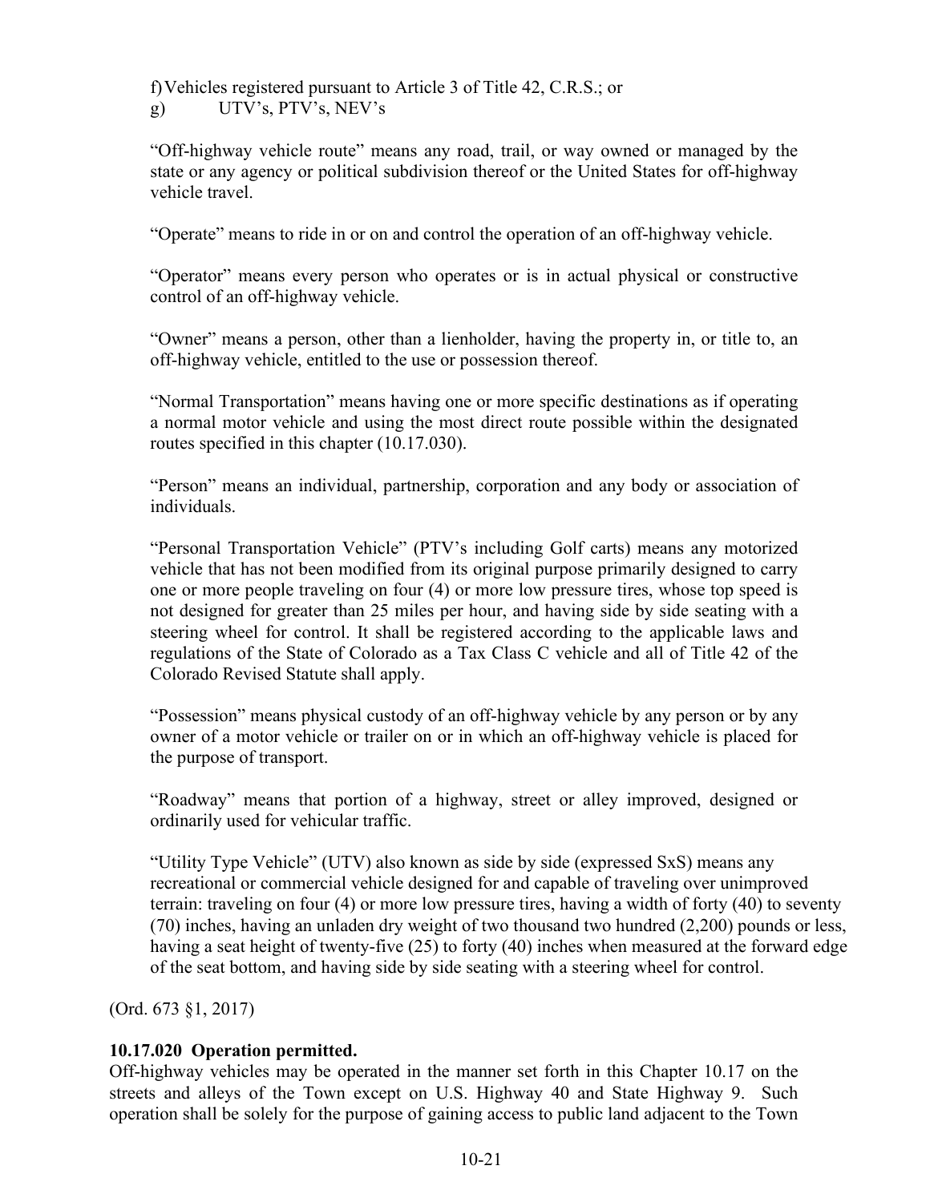f) Vehicles registered pursuant to Article 3 of Title 42, C.R.S.; or

g) UTV's, PTV's, NEV's

"Off-highway vehicle route" means any road, trail, or way owned or managed by the state or any agency or political subdivision thereof or the United States for off-highway vehicle travel.

"Operate" means to ride in or on and control the operation of an off-highway vehicle.

"Operator" means every person who operates or is in actual physical or constructive control of an off-highway vehicle.

"Owner" means a person, other than a lienholder, having the property in, or title to, an off-highway vehicle, entitled to the use or possession thereof.

"Normal Transportation" means having one or more specific destinations as if operating a normal motor vehicle and using the most direct route possible within the designated routes specified in this chapter (10.17.030).

"Person" means an individual, partnership, corporation and any body or association of individuals.

"Personal Transportation Vehicle" (PTV's including Golf carts) means any motorized vehicle that has not been modified from its original purpose primarily designed to carry one or more people traveling on four (4) or more low pressure tires, whose top speed is not designed for greater than 25 miles per hour, and having side by side seating with a steering wheel for control. It shall be registered according to the applicable laws and regulations of the State of Colorado as a Tax Class C vehicle and all of Title 42 of the Colorado Revised Statute shall apply.

"Possession" means physical custody of an off-highway vehicle by any person or by any owner of a motor vehicle or trailer on or in which an off-highway vehicle is placed for the purpose of transport.

"Roadway" means that portion of a highway, street or alley improved, designed or ordinarily used for vehicular traffic.

"Utility Type Vehicle" (UTV) also known as side by side (expressed SxS) means any recreational or commercial vehicle designed for and capable of traveling over unimproved terrain: traveling on four (4) or more low pressure tires, having a width of forty (40) to seventy (70) inches, having an unladen dry weight of two thousand two hundred (2,200) pounds or less, having a seat height of twenty-five (25) to forty (40) inches when measured at the forward edge of the seat bottom, and having side by side seating with a steering wheel for control.

(Ord. 673 §1, 2017)

**10.17.020 Operation permitted.**

Off-highway vehicles may be operated in the manner set forth in this Chapter 10.17 on the streets and alleys of the Town except on U.S. Highway 40 and State Highway 9. Such operation shall be solely for the purpose of gaining access to public land adjacent to the Town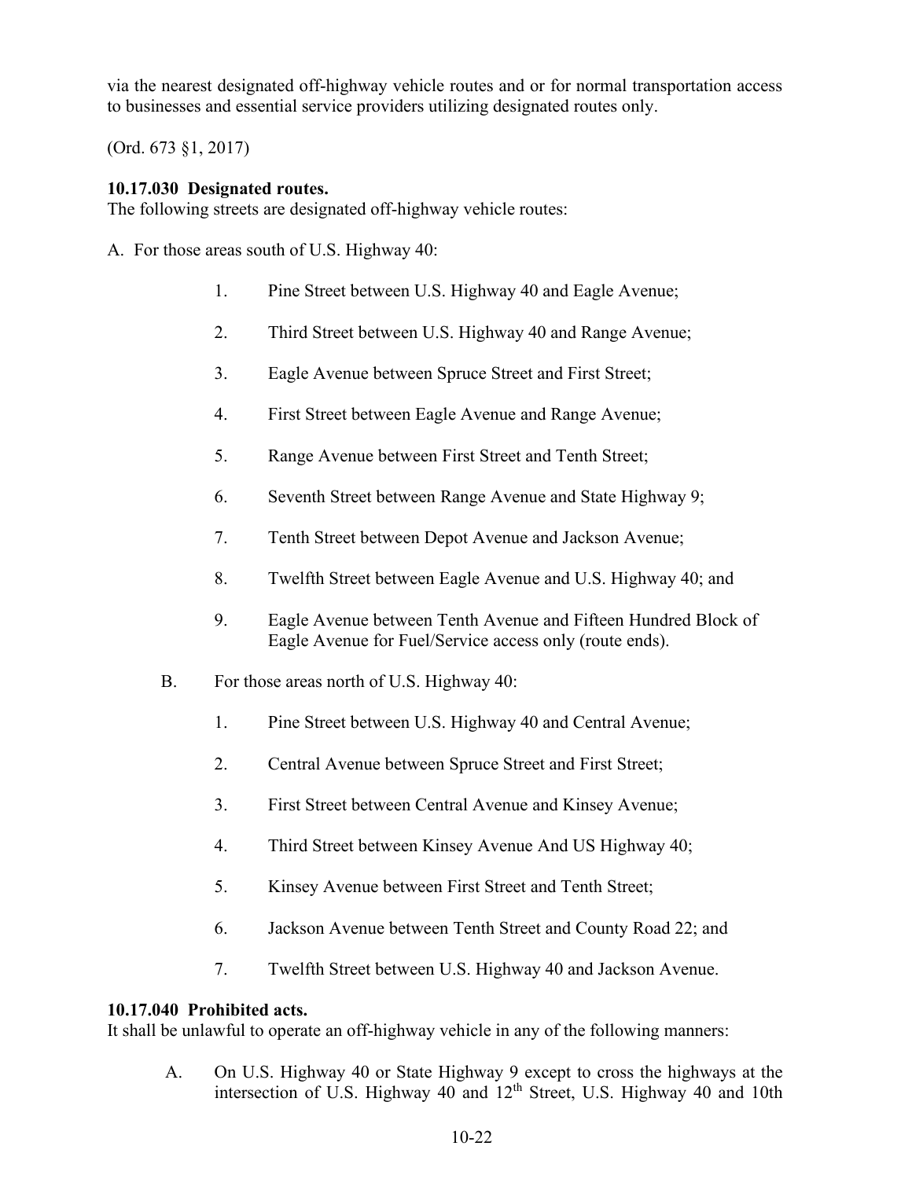via the nearest designated off-highway vehicle routes and or for normal transportation access to businesses and essential service providers utilizing designated routes only.

(Ord. 673 §1, 2017)

**10.17.030 Designated routes.**
The following streets are designated off-highway vehicle routes:

A. For those areas south of U.S. Highway 40:

1. Pine Street between U.S. Highway 40 and Eagle Avenue;
2. Third Street between U.S. Highway 40 and Range Avenue;
3. Eagle Avenue between Spruce Street and First Street;
4. First Street between Eagle Avenue and Range Avenue;
5. Range Avenue between First Street and Tenth Street;
6. Seventh Street between Range Avenue and State Highway 9;
7. Tenth Street between Depot Avenue and Jackson Avenue;
8. Twelfth Street between Eagle Avenue and U.S. Highway 40; and
9. Eagle Avenue between Tenth Avenue and Fifteen Hundred Block of Eagle Avenue for Fuel/Service access only (route ends).

B. For those areas north of U.S. Highway 40:

1. Pine Street between U.S. Highway 40 and Central Avenue;
2. Central Avenue between Spruce Street and First Street;
3. First Street between Central Avenue and Kinsey Avenue;
4. Third Street between Kinsey Avenue And US Highway 40;
5. Kinsey Avenue between First Street and Tenth Street;
6. Jackson Avenue between Tenth Street and County Road 22; and
7. Twelfth Street between U.S. Highway 40 and Jackson Avenue.

**10.17.040 Prohibited acts.**
It shall be unlawful to operate an off-highway vehicle in any of the following manners:

A. On U.S. Highway 40 or State Highway 9 except to cross the highways at the intersection of U.S. Highway 40 and 12th Street, U.S. Highway 40 and 10th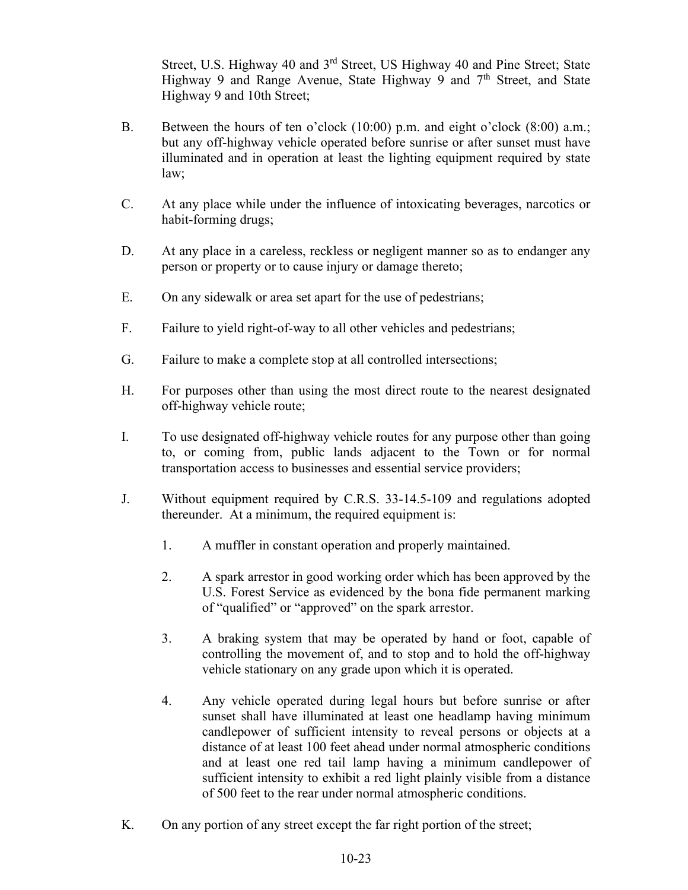Street, U.S. Highway 40 and 3rd Street, US Highway 40 and Pine Street; State Highway 9 and Range Avenue, State Highway 9 and 7th Street, and State Highway 9 and 10th Street;

B. Between the hours of ten o'clock (10:00) p.m. and eight o'clock (8:00) a.m.; but any off-highway vehicle operated before sunrise or after sunset must have illuminated and in operation at least the lighting equipment required by state law;

C. At any place while under the influence of intoxicating beverages, narcotics or habit-forming drugs;

D. At any place in a careless, reckless or negligent manner so as to endanger any person or property or to cause injury or damage thereto;

E. On any sidewalk or area set apart for the use of pedestrians;

F. Failure to yield right-of-way to all other vehicles and pedestrians;

G. Failure to make a complete stop at all controlled intersections;

H. For purposes other than using the most direct route to the nearest designated off-highway vehicle route;

I. To use designated off-highway vehicle routes for any purpose other than going to, or coming from, public lands adjacent to the Town or for normal transportation access to businesses and essential service providers;

J. Without equipment required by C.R.S. 33-14.5-109 and regulations adopted thereunder. At a minimum, the required equipment is:

   1. A muffler in constant operation and properly maintained.

   2. A spark arrestor in good working order which has been approved by the U.S. Forest Service as evidenced by the bona fide permanent marking of "qualified" or "approved" on the spark arrestor.

   3. A braking system that may be operated by hand or foot, capable of controlling the movement of, and to stop and to hold the off-highway vehicle stationary on any grade upon which it is operated.

   4. Any vehicle operated during legal hours but before sunrise or after sunset shall have illuminated at least one headlamp having minimum candlepower of sufficient intensity to reveal persons or objects at a distance of at least 100 feet ahead under normal atmospheric conditions and at least one red tail lamp having a minimum candlepower of sufficient intensity to exhibit a red light plainly visible from a distance of 500 feet to the rear under normal atmospheric conditions.

K. On any portion of any street except the far right portion of the street;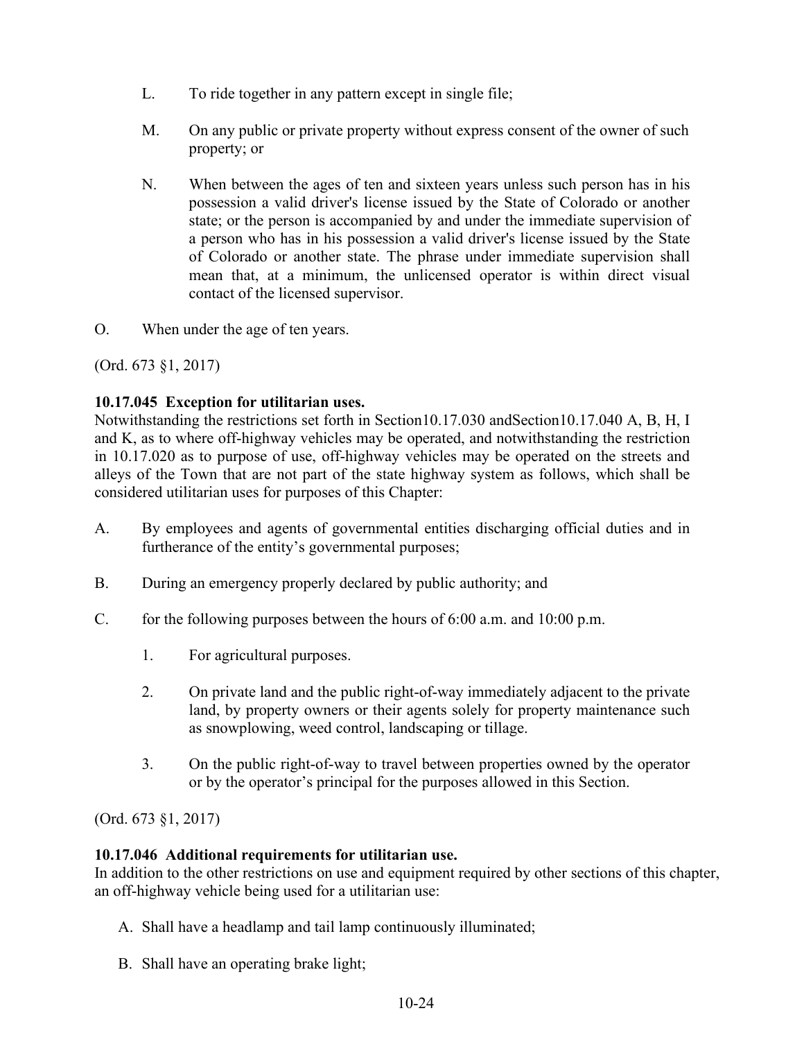L. To ride together in any pattern except in single file;

M. On any public or private property without express consent of the owner of such property; or

N. When between the ages of ten and sixteen years unless such person has in his possession a valid driver's license issued by the State of Colorado or another state; or the person is accompanied by and under the immediate supervision of a person who has in his possession a valid driver's license issued by the State of Colorado or another state. The phrase under immediate supervision shall mean that, at a minimum, the unlicensed operator is within direct visual contact of the licensed supervisor.

O. When under the age of ten years.

(Ord. 673 §1, 2017)

**10.17.045 Exception for utilitarian uses.**
Notwithstanding the restrictions set forth in Section10.17.030 andSection10.17.040 A, B, H, I and K, as to where off-highway vehicles may be operated, and notwithstanding the restriction in 10.17.020 as to purpose of use, off-highway vehicles may be operated on the streets and alleys of the Town that are not part of the state highway system as follows, which shall be considered utilitarian uses for purposes of this Chapter:

A. By employees and agents of governmental entities discharging official duties and in furtherance of the entity's governmental purposes;

B. During an emergency properly declared by public authority; and

C. for the following purposes between the hours of 6:00 a.m. and 10:00 p.m.

   1. For agricultural purposes.

   2. On private land and the public right-of-way immediately adjacent to the private land, by property owners or their agents solely for property maintenance such as snowplowing, weed control, landscaping or tillage.

   3. On the public right-of-way to travel between properties owned by the operator or by the operator's principal for the purposes allowed in this Section.

(Ord. 673 §1, 2017)

**10.17.046 Additional requirements for utilitarian use.**
In addition to the other restrictions on use and equipment required by other sections of this chapter, an off-highway vehicle being used for a utilitarian use:

A. Shall have a headlamp and tail lamp continuously illuminated;

B. Shall have an operating brake light;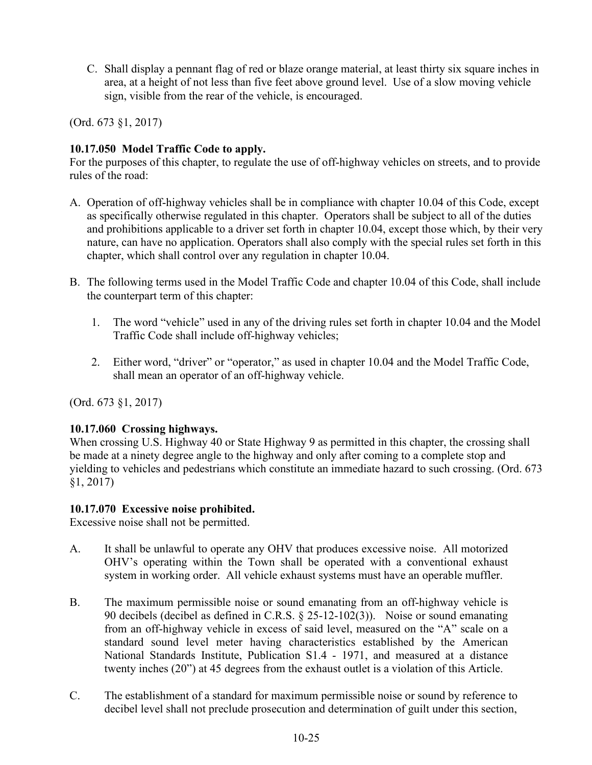C. Shall display a pennant flag of red or blaze orange material, at least thirty six square inches in area, at a height of not less than five feet above ground level. Use of a slow moving vehicle sign, visible from the rear of the vehicle, is encouraged.

(Ord. 673 §1, 2017)

**10.17.050 Model Traffic Code to apply.**
For the purposes of this chapter, to regulate the use of off-highway vehicles on streets, and to provide rules of the road:

A. Operation of off-highway vehicles shall be in compliance with chapter 10.04 of this Code, except as specifically otherwise regulated in this chapter. Operators shall be subject to all of the duties and prohibitions applicable to a driver set forth in chapter 10.04, except those which, by their very nature, can have no application. Operators shall also comply with the special rules set forth in this chapter, which shall control over any regulation in chapter 10.04.

B. The following terms used in the Model Traffic Code and chapter 10.04 of this Code, shall include the counterpart term of this chapter:

   1. The word "vehicle" used in any of the driving rules set forth in chapter 10.04 and the Model Traffic Code shall include off-highway vehicles;

   2. Either word, "driver" or "operator," as used in chapter 10.04 and the Model Traffic Code, shall mean an operator of an off-highway vehicle.

(Ord. 673 §1, 2017)

**10.17.060 Crossing highways.**
When crossing U.S. Highway 40 or State Highway 9 as permitted in this chapter, the crossing shall be made at a ninety degree angle to the highway and only after coming to a complete stop and yielding to vehicles and pedestrians which constitute an immediate hazard to such crossing. (Ord. 673 §1, 2017)

**10.17.070 Excessive noise prohibited.**
Excessive noise shall not be permitted.

A. It shall be unlawful to operate any OHV that produces excessive noise. All motorized OHV's operating within the Town shall be operated with a conventional exhaust system in working order. All vehicle exhaust systems must have an operable muffler.

B. The maximum permissible noise or sound emanating from an off-highway vehicle is 90 decibels (decibel as defined in C.R.S. § 25-12-102(3)). Noise or sound emanating from an off-highway vehicle in excess of said level, measured on the "A" scale on a standard sound level meter having characteristics established by the American National Standards Institute, Publication S1.4 - 1971, and measured at a distance twenty inches (20") at 45 degrees from the exhaust outlet is a violation of this Article.

C. The establishment of a standard for maximum permissible noise or sound by reference to decibel level shall not preclude prosecution and determination of guilt under this section,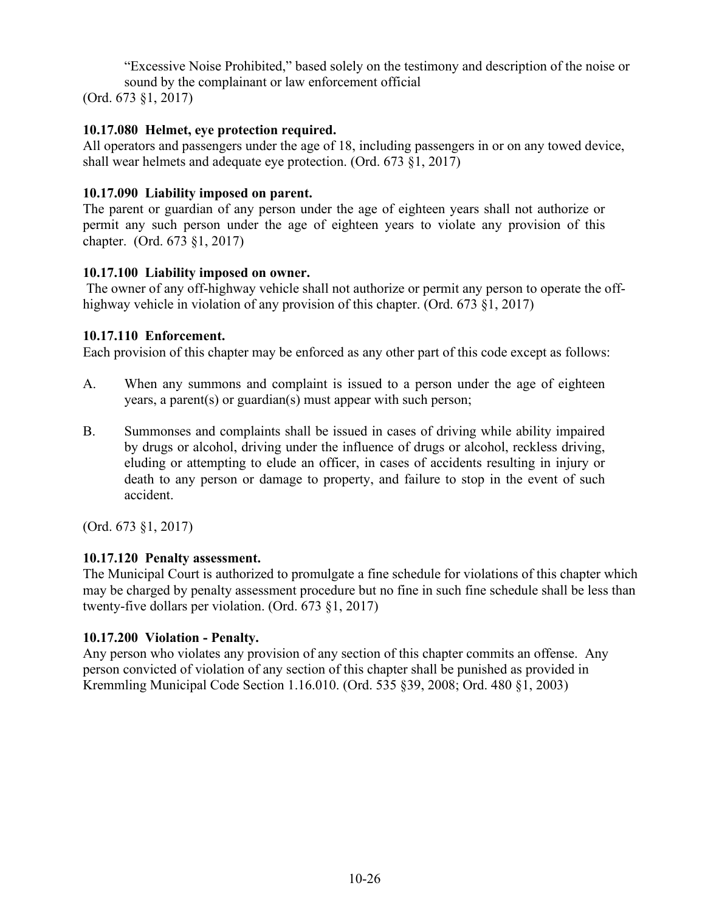"Excessive Noise Prohibited," based solely on the testimony and description of the noise or sound by the complainant or law enforcement official

(Ord. 673 §1, 2017)

**10.17.080 Helmet, eye protection required.**
All operators and passengers under the age of 18, including passengers in or on any towed device, shall wear helmets and adequate eye protection. (Ord. 673 §1, 2017)

**10.17.090 Liability imposed on parent.**
The parent or guardian of any person under the age of eighteen years shall not authorize or permit any such person under the age of eighteen years to violate any provision of this chapter. (Ord. 673 §1, 2017)

**10.17.100 Liability imposed on owner.**
The owner of any off-highway vehicle shall not authorize or permit any person to operate the off-highway vehicle in violation of any provision of this chapter. (Ord. 673 §1, 2017)

**10.17.110 Enforcement.**
Each provision of this chapter may be enforced as any other part of this code except as follows:

A. When any summons and complaint is issued to a person under the age of eighteen years, a parent(s) or guardian(s) must appear with such person;

B. Summonses and complaints shall be issued in cases of driving while ability impaired by drugs or alcohol, driving under the influence of drugs or alcohol, reckless driving, eluding or attempting to elude an officer, in cases of accidents resulting in injury or death to any person or damage to property, and failure to stop in the event of such accident.

(Ord. 673 §1, 2017)

**10.17.120 Penalty assessment.**
The Municipal Court is authorized to promulgate a fine schedule for violations of this chapter which may be charged by penalty assessment procedure but no fine in such fine schedule shall be less than twenty-five dollars per violation. (Ord. 673 §1, 2017)

**10.17.200 Violation - Penalty.**
Any person who violates any provision of any section of this chapter commits an offense. Any person convicted of violation of any section of this chapter shall be punished as provided in Kremmling Municipal Code Section 1.16.010. (Ord. 535 §39, 2008; Ord. 480 §1, 2003)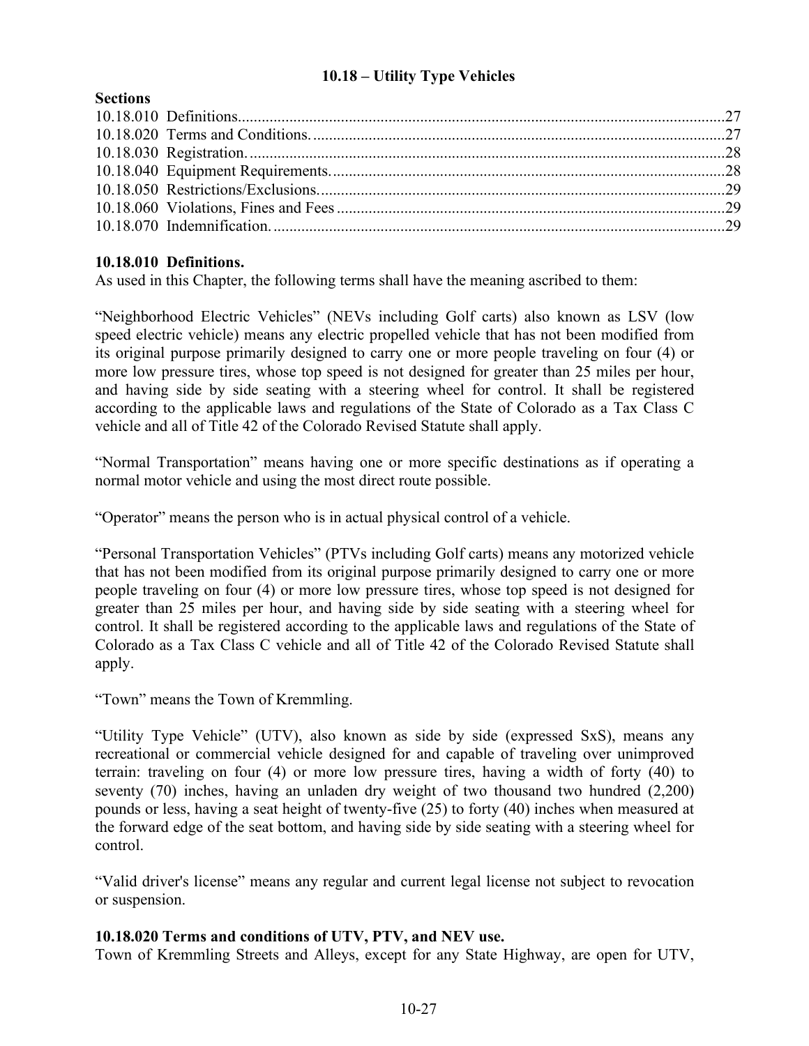## 10.18 – Utility Type Vehicles

**Sections**

10.18.010 Definitions....................27
10.18.020 Terms and Conditions....................27
10.18.030 Registration....................28
10.18.040 Equipment Requirements....................28
10.18.050 Restrictions/Exclusions....................29
10.18.060 Violations, Fines and Fees....................29
10.18.070 Indemnification....................29

### 10.18.010 Definitions.

As used in this Chapter, the following terms shall have the meaning ascribed to them:

"Neighborhood Electric Vehicles" (NEVs including Golf carts) also known as LSV (low speed electric vehicle) means any electric propelled vehicle that has not been modified from its original purpose primarily designed to carry one or more people traveling on four (4) or more low pressure tires, whose top speed is not designed for greater than 25 miles per hour, and having side by side seating with a steering wheel for control. It shall be registered according to the applicable laws and regulations of the State of Colorado as a Tax Class C vehicle and all of Title 42 of the Colorado Revised Statute shall apply.

"Normal Transportation" means having one or more specific destinations as if operating a normal motor vehicle and using the most direct route possible.

"Operator" means the person who is in actual physical control of a vehicle.

"Personal Transportation Vehicles" (PTVs including Golf carts) means any motorized vehicle that has not been modified from its original purpose primarily designed to carry one or more people traveling on four (4) or more low pressure tires, whose top speed is not designed for greater than 25 miles per hour, and having side by side seating with a steering wheel for control. It shall be registered according to the applicable laws and regulations of the State of Colorado as a Tax Class C vehicle and all of Title 42 of the Colorado Revised Statute shall apply.

"Town" means the Town of Kremmling.

"Utility Type Vehicle" (UTV), also known as side by side (expressed SxS), means any recreational or commercial vehicle designed for and capable of traveling over unimproved terrain: traveling on four (4) or more low pressure tires, having a width of forty (40) to seventy (70) inches, having an unladen dry weight of two thousand two hundred (2,200) pounds or less, having a seat height of twenty-five (25) to forty (40) inches when measured at the forward edge of the seat bottom, and having side by side seating with a steering wheel for control.

"Valid driver's license" means any regular and current legal license not subject to revocation or suspension.

### 10.18.020 Terms and conditions of UTV, PTV, and NEV use.

Town of Kremmling Streets and Alleys, except for any State Highway, are open for UTV,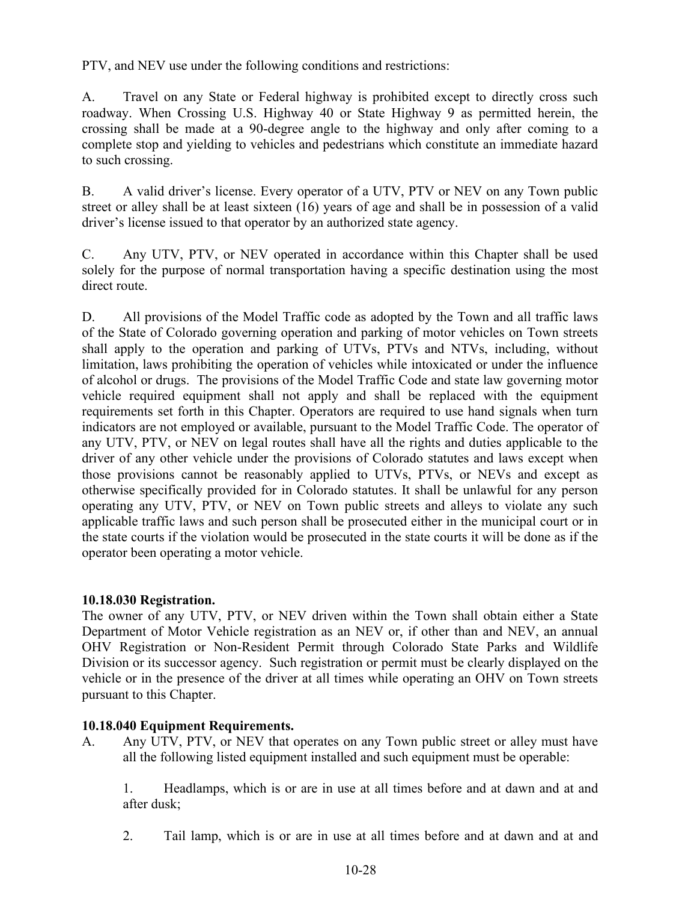PTV, and NEV use under the following conditions and restrictions:

A. Travel on any State or Federal highway is prohibited except to directly cross such roadway. When Crossing U.S. Highway 40 or State Highway 9 as permitted herein, the crossing shall be made at a 90-degree angle to the highway and only after coming to a complete stop and yielding to vehicles and pedestrians which constitute an immediate hazard to such crossing.

B. A valid driver's license. Every operator of a UTV, PTV or NEV on any Town public street or alley shall be at least sixteen (16) years of age and shall be in possession of a valid driver's license issued to that operator by an authorized state agency.

C. Any UTV, PTV, or NEV operated in accordance within this Chapter shall be used solely for the purpose of normal transportation having a specific destination using the most direct route.

D. All provisions of the Model Traffic code as adopted by the Town and all traffic laws of the State of Colorado governing operation and parking of motor vehicles on Town streets shall apply to the operation and parking of UTVs, PTVs and NTVs, including, without limitation, laws prohibiting the operation of vehicles while intoxicated or under the influence of alcohol or drugs. The provisions of the Model Traffic Code and state law governing motor vehicle required equipment shall not apply and shall be replaced with the equipment requirements set forth in this Chapter. Operators are required to use hand signals when turn indicators are not employed or available, pursuant to the Model Traffic Code. The operator of any UTV, PTV, or NEV on legal routes shall have all the rights and duties applicable to the driver of any other vehicle under the provisions of Colorado statutes and laws except when those provisions cannot be reasonably applied to UTVs, PTVs, or NEVs and except as otherwise specifically provided for in Colorado statutes. It shall be unlawful for any person operating any UTV, PTV, or NEV on Town public streets and alleys to violate any such applicable traffic laws and such person shall be prosecuted either in the municipal court or in the state courts if the violation would be prosecuted in the state courts it will be done as if the operator been operating a motor vehicle.

**10.18.030 Registration.**
The owner of any UTV, PTV, or NEV driven within the Town shall obtain either a State Department of Motor Vehicle registration as an NEV or, if other than and NEV, an annual OHV Registration or Non-Resident Permit through Colorado State Parks and Wildlife Division or its successor agency. Such registration or permit must be clearly displayed on the vehicle or in the presence of the driver at all times while operating an OHV on Town streets pursuant to this Chapter.

**10.18.040 Equipment Requirements.**

A. Any UTV, PTV, or NEV that operates on any Town public street or alley must have all the following listed equipment installed and such equipment must be operable:

 1. Headlamps, which is or are in use at all times before and at dawn and at and after dusk;

 2. Tail lamp, which is or are in use at all times before and at dawn and at and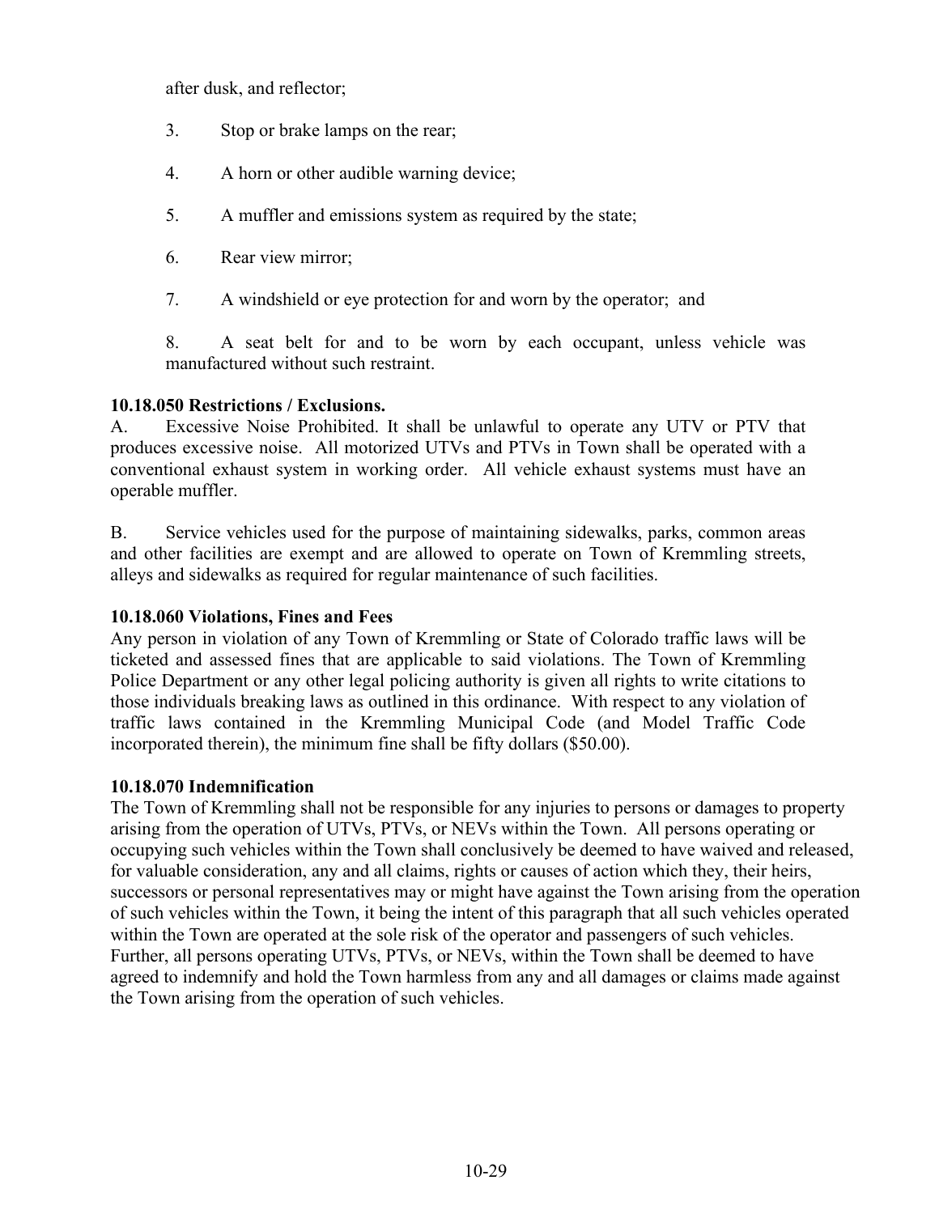after dusk, and reflector;

3. Stop or brake lamps on the rear;

4. A horn or other audible warning device;

5. A muffler and emissions system as required by the state;

6. Rear view mirror;

7. A windshield or eye protection for and worn by the operator; and

8. A seat belt for and to be worn by each occupant, unless vehicle was manufactured without such restraint.

**10.18.050 Restrictions / Exclusions.**

A. Excessive Noise Prohibited. It shall be unlawful to operate any UTV or PTV that produces excessive noise. All motorized UTVs and PTVs in Town shall be operated with a conventional exhaust system in working order. All vehicle exhaust systems must have an operable muffler.

B. Service vehicles used for the purpose of maintaining sidewalks, parks, common areas and other facilities are exempt and are allowed to operate on Town of Kremmling streets, alleys and sidewalks as required for regular maintenance of such facilities.

**10.18.060 Violations, Fines and Fees**

Any person in violation of any Town of Kremmling or State of Colorado traffic laws will be ticketed and assessed fines that are applicable to said violations. The Town of Kremmling Police Department or any other legal policing authority is given all rights to write citations to those individuals breaking laws as outlined in this ordinance. With respect to any violation of traffic laws contained in the Kremmling Municipal Code (and Model Traffic Code incorporated therein), the minimum fine shall be fifty dollars ($50.00).

**10.18.070 Indemnification**

The Town of Kremmling shall not be responsible for any injuries to persons or damages to property arising from the operation of UTVs, PTVs, or NEVs within the Town. All persons operating or occupying such vehicles within the Town shall conclusively be deemed to have waived and released, for valuable consideration, any and all claims, rights or causes of action which they, their heirs, successors or personal representatives may or might have against the Town arising from the operation of such vehicles within the Town, it being the intent of this paragraph that all such vehicles operated within the Town are operated at the sole risk of the operator and passengers of such vehicles. Further, all persons operating UTVs, PTVs, or NEVs, within the Town shall be deemed to have agreed to indemnify and hold the Town harmless from any and all damages or claims made against the Town arising from the operation of such vehicles.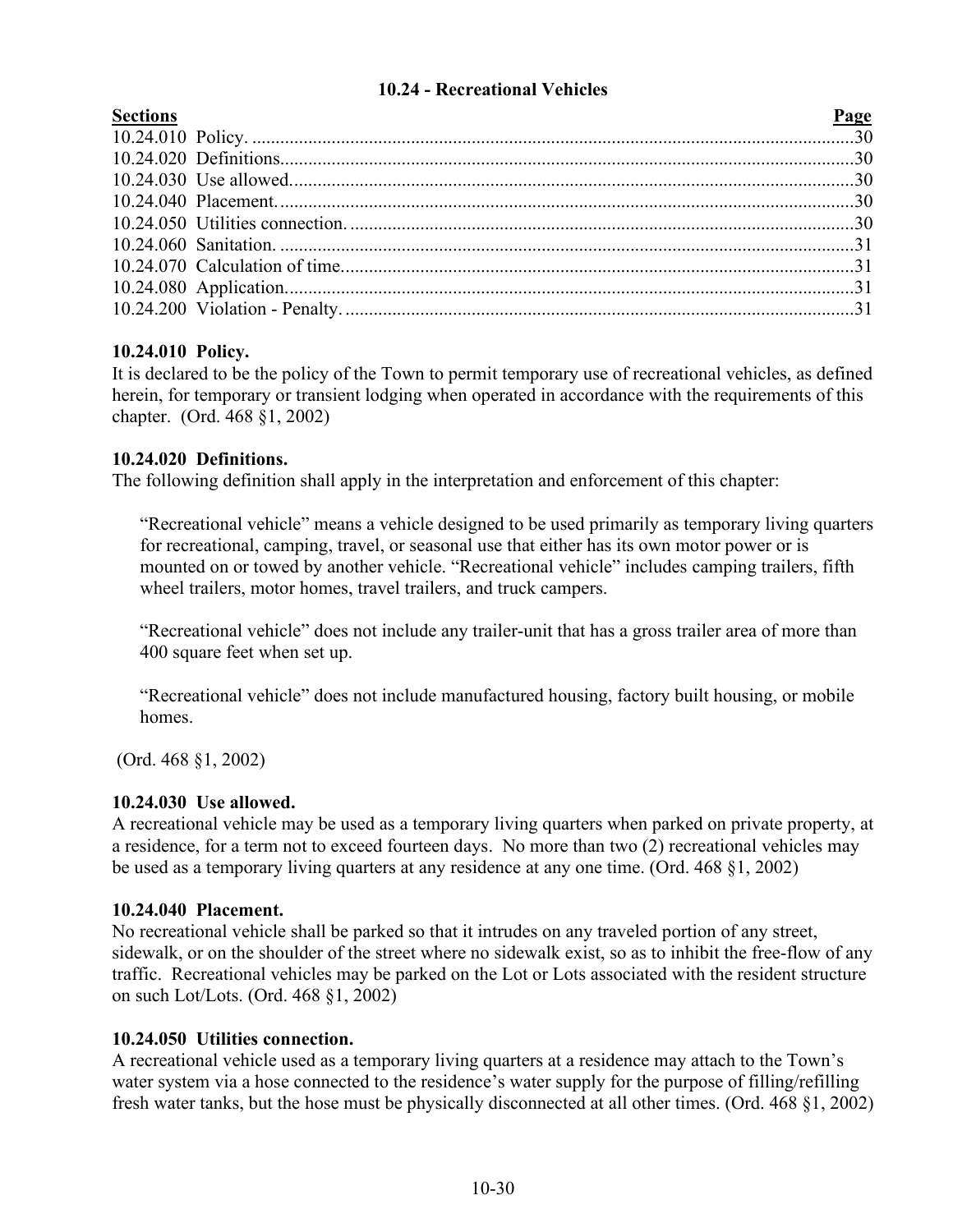# 10.24 - Recreational Vehicles

| Sections | Page |
|---|---|
| 10.24.010 Policy. | 30 |
| 10.24.020 Definitions. | 30 |
| 10.24.030 Use allowed. | 30 |
| 10.24.040 Placement. | 30 |
| 10.24.050 Utilities connection. | 30 |
| 10.24.060 Sanitation. | 31 |
| 10.24.070 Calculation of time. | 31 |
| 10.24.080 Application. | 31 |
| 10.24.200 Violation - Penalty. | 31 |

**10.24.010 Policy.**
It is declared to be the policy of the Town to permit temporary use of recreational vehicles, as defined herein, for temporary or transient lodging when operated in accordance with the requirements of this chapter. (Ord. 468 §1, 2002)

**10.24.020 Definitions.**
The following definition shall apply in the interpretation and enforcement of this chapter:

> "Recreational vehicle" means a vehicle designed to be used primarily as temporary living quarters for recreational, camping, travel, or seasonal use that either has its own motor power or is mounted on or towed by another vehicle. "Recreational vehicle" includes camping trailers, fifth wheel trailers, motor homes, travel trailers, and truck campers.
>
> "Recreational vehicle" does not include any trailer-unit that has a gross trailer area of more than 400 square feet when set up.
>
> "Recreational vehicle" does not include manufactured housing, factory built housing, or mobile homes.

(Ord. 468 §1, 2002)

**10.24.030 Use allowed.**
A recreational vehicle may be used as a temporary living quarters when parked on private property, at a residence, for a term not to exceed fourteen days. No more than two (2) recreational vehicles may be used as a temporary living quarters at any residence at any one time. (Ord. 468 §1, 2002)

**10.24.040 Placement.**
No recreational vehicle shall be parked so that it intrudes on any traveled portion of any street, sidewalk, or on the shoulder of the street where no sidewalk exist, so as to inhibit the free-flow of any traffic. Recreational vehicles may be parked on the Lot or Lots associated with the resident structure on such Lot/Lots. (Ord. 468 §1, 2002)

**10.24.050 Utilities connection.**
A recreational vehicle used as a temporary living quarters at a residence may attach to the Town's water system via a hose connected to the residence's water supply for the purpose of filling/refilling fresh water tanks, but the hose must be physically disconnected at all other times. (Ord. 468 §1, 2002)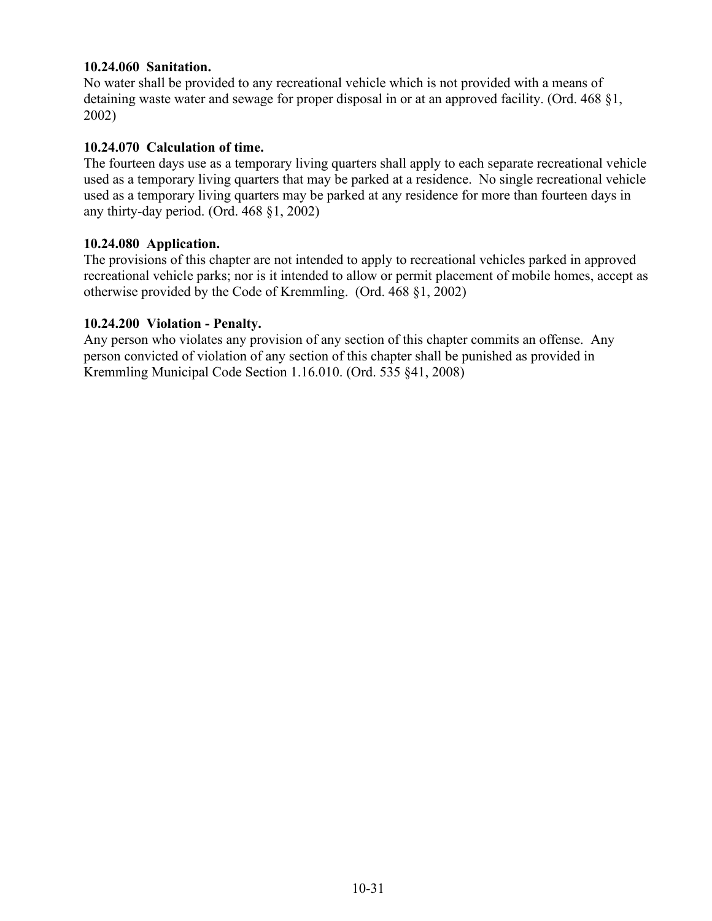**10.24.060 Sanitation.**
No water shall be provided to any recreational vehicle which is not provided with a means of detaining waste water and sewage for proper disposal in or at an approved facility. (Ord. 468 §1, 2002)

**10.24.070 Calculation of time.**
The fourteen days use as a temporary living quarters shall apply to each separate recreational vehicle used as a temporary living quarters that may be parked at a residence. No single recreational vehicle used as a temporary living quarters may be parked at any residence for more than fourteen days in any thirty-day period. (Ord. 468 §1, 2002)

**10.24.080 Application.**
The provisions of this chapter are not intended to apply to recreational vehicles parked in approved recreational vehicle parks; nor is it intended to allow or permit placement of mobile homes, accept as otherwise provided by the Code of Kremmling. (Ord. 468 §1, 2002)

**10.24.200 Violation - Penalty.**
Any person who violates any provision of any section of this chapter commits an offense. Any person convicted of violation of any section of this chapter shall be punished as provided in Kremmling Municipal Code Section 1.16.010. (Ord. 535 §41, 2008)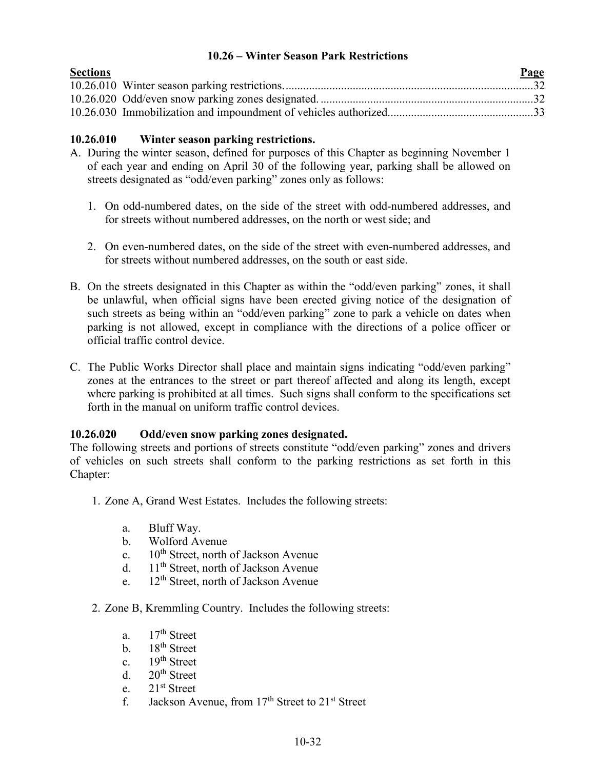## 10.26 – Winter Season Park Restrictions

| Sections | Page |
|---|---|
| 10.26.010 Winter season parking restrictions. | 32 |
| 10.26.020 Odd/even snow parking zones designated. | 32 |
| 10.26.030 Immobilization and impoundment of vehicles authorized. | 33 |

### 10.26.010 Winter season parking restrictions.

A. During the winter season, defined for purposes of this Chapter as beginning November 1 of each year and ending on April 30 of the following year, parking shall be allowed on streets designated as "odd/even parking" zones only as follows:

   1. On odd-numbered dates, on the side of the street with odd-numbered addresses, and for streets without numbered addresses, on the north or west side; and

   2. On even-numbered dates, on the side of the street with even-numbered addresses, and for streets without numbered addresses, on the south or east side.

B. On the streets designated in this Chapter as within the "odd/even parking" zones, it shall be unlawful, when official signs have been erected giving notice of the designation of such streets as being within an "odd/even parking" zone to park a vehicle on dates when parking is not allowed, except in compliance with the directions of a police officer or official traffic control device.

C. The Public Works Director shall place and maintain signs indicating "odd/even parking" zones at the entrances to the street or part thereof affected and along its length, except where parking is prohibited at all times. Such signs shall conform to the specifications set forth in the manual on uniform traffic control devices.

### 10.26.020 Odd/even snow parking zones designated.

The following streets and portions of streets constitute "odd/even parking" zones and drivers of vehicles on such streets shall conform to the parking restrictions as set forth in this Chapter:

1. Zone A, Grand West Estates. Includes the following streets:

   a. Bluff Way.
   b. Wolford Avenue
   c. 10th Street, north of Jackson Avenue
   d. 11th Street, north of Jackson Avenue
   e. 12th Street, north of Jackson Avenue

2. Zone B, Kremmling Country. Includes the following streets:

   a. 17th Street
   b. 18th Street
   c. 19th Street
   d. 20th Street
   e. 21st Street
   f. Jackson Avenue, from 17th Street to 21st Street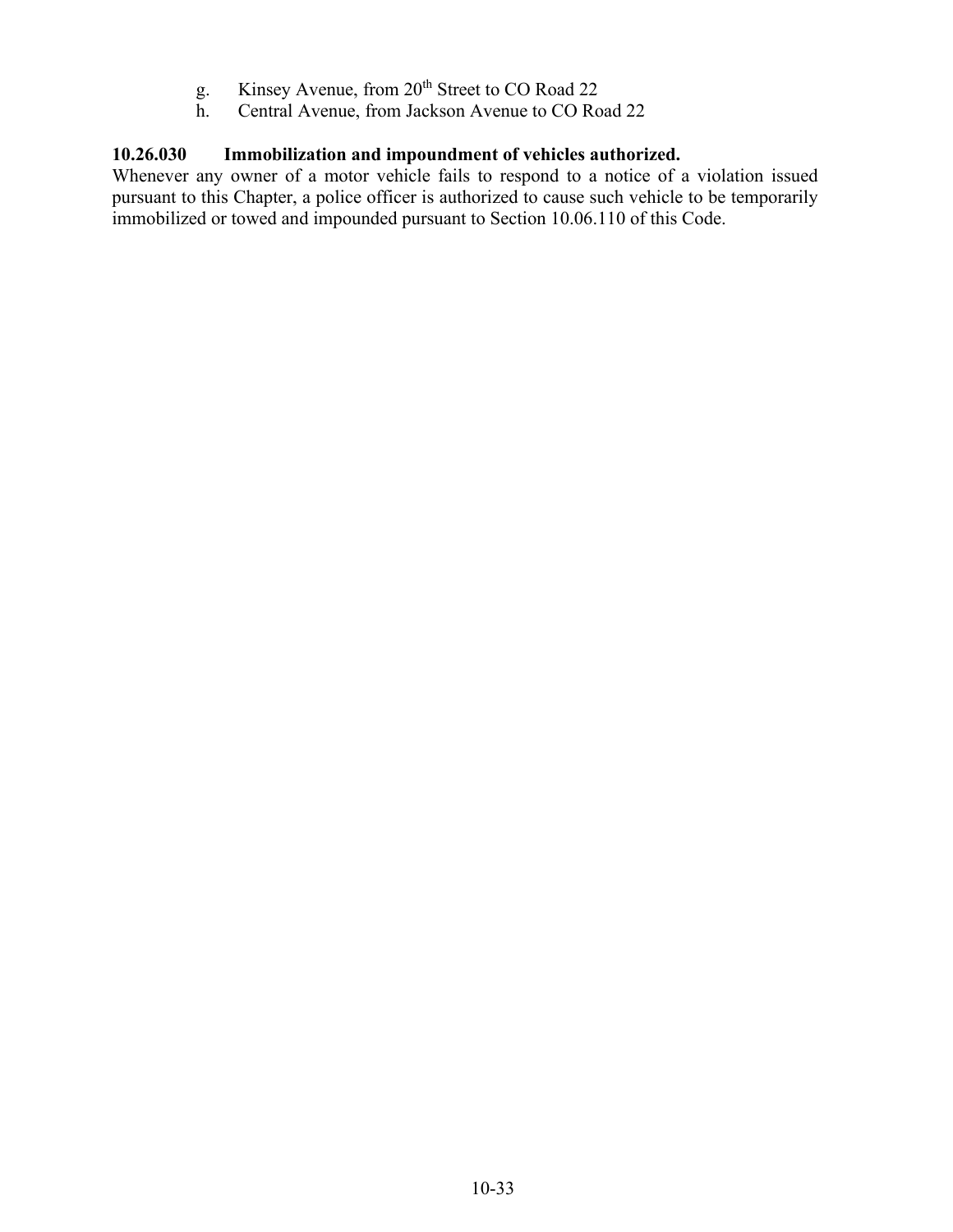g. Kinsey Avenue, from 20th Street to CO Road 22
h. Central Avenue, from Jackson Avenue to CO Road 22

**10.26.030 Immobilization and impoundment of vehicles authorized.**

Whenever any owner of a motor vehicle fails to respond to a notice of a violation issued pursuant to this Chapter, a police officer is authorized to cause such vehicle to be temporarily immobilized or towed and impounded pursuant to Section 10.06.110 of this Code.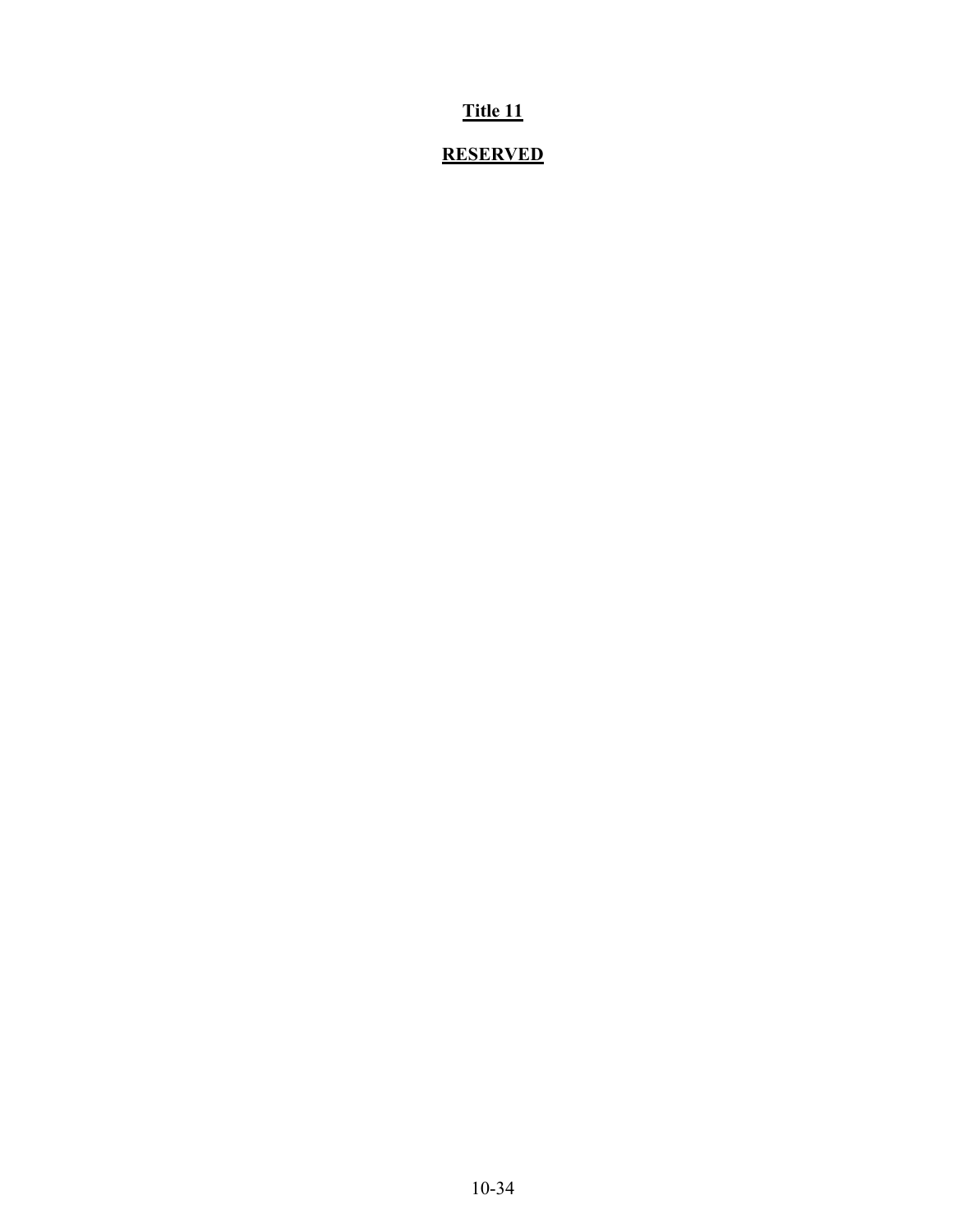# Title 11

## RESERVED